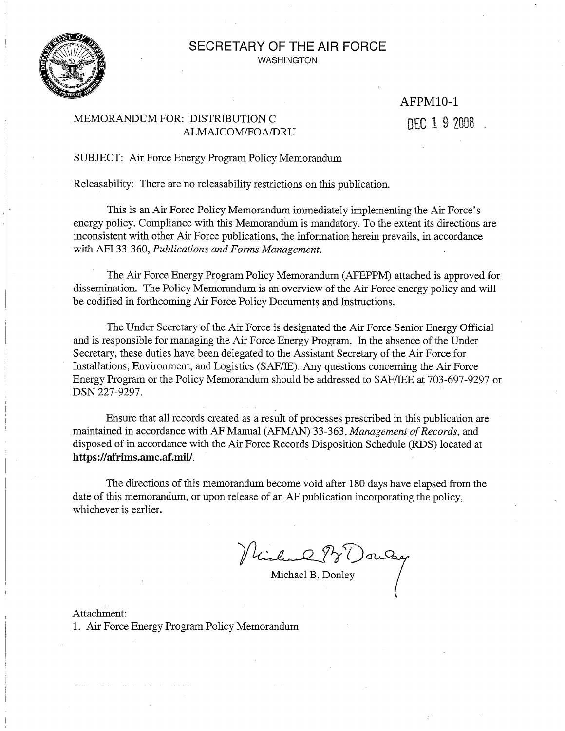# SECRETARY OF THE AIR FORCE

WASHINGTON

AFPM10-1

DEC 1 9 2008

MEMORANDUM FOR: DISTRIBUTION C
ALMAJCOM/FOA/DRU

SUBJECT: Air Force Energy Program Policy Memorandum

Releasability: There are no releasability restrictions on this publication.

This is an Air Force Policy Memorandum immediately implementing the Air Force's energy policy. Compliance with this Memorandum is mandatory. To the extent its directions are inconsistent with other Air Force publications, the information herein prevails, in accordance with AFI 33-360, *Publications and Forms Management.*

The Air Force Energy Program Policy Memorandum (AFEPPM) attached is approved for dissemination. The Policy Memorandum is an overview of the Air Force energy policy and will be codified in forthcoming Air Force Policy Documents and Instructions.

The Under Secretary of the Air Force is designated the Air Force Senior Energy Official and is responsible for managing the Air Force Energy Program. In the absence of the Under Secretary, these duties have been delegated to the Assistant Secretary of the Air Force for Installations, Environment, and Logistics (SAF/IE). Any questions concerning the Air Force Energy Program or the Policy Memorandum should be addressed to SAF/IEE at 703-697-9297 or DSN 227-9297.

Ensure that all records created as a result of processes prescribed in this publication are maintained in accordance with AF Manual (AFMAN) 33-363, *Management of Records*, and disposed of in accordance with the Air Force Records Disposition Schedule (RDS) located at **https://afrims.amc.af.mil/**.

The directions of this memorandum become void after 180 days have elapsed from the date of this memorandum, or upon release of an AF publication incorporating the policy, whichever is earlier.

Michael B. Donley

Attachment:
1. Air Force Energy Program Policy Memorandum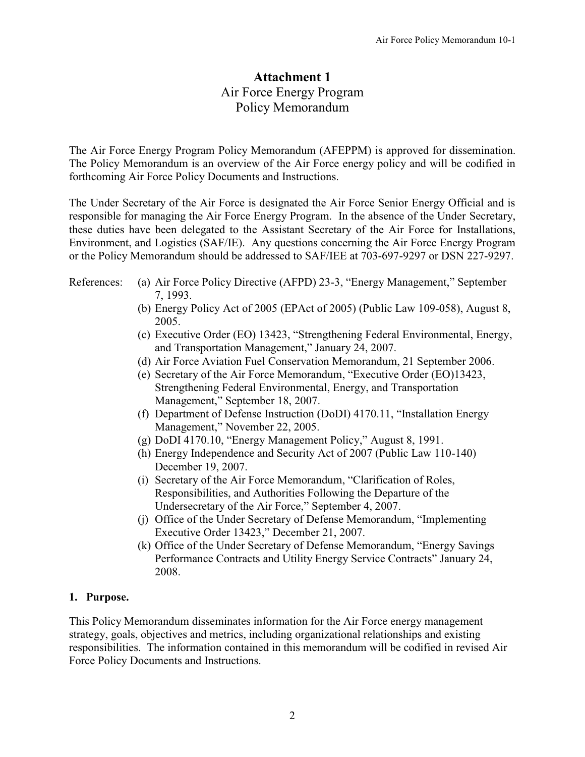# Attachment 1
## Air Force Energy Program Policy Memorandum

The Air Force Energy Program Policy Memorandum (AFEPPM) is approved for dissemination. The Policy Memorandum is an overview of the Air Force energy policy and will be codified in forthcoming Air Force Policy Documents and Instructions.

The Under Secretary of the Air Force is designated the Air Force Senior Energy Official and is responsible for managing the Air Force Energy Program. In the absence of the Under Secretary, these duties have been delegated to the Assistant Secretary of the Air Force for Installations, Environment, and Logistics (SAF/IE). Any questions concerning the Air Force Energy Program or the Policy Memorandum should be addressed to SAF/IEE at 703-697-9297 or DSN 227-9297.

References:

- (a) Air Force Policy Directive (AFPD) 23-3, "Energy Management," September 7, 1993.
- (b) Energy Policy Act of 2005 (EPAct of 2005) (Public Law 109-058), August 8, 2005.
- (c) Executive Order (EO) 13423, "Strengthening Federal Environmental, Energy, and Transportation Management," January 24, 2007.
- (d) Air Force Aviation Fuel Conservation Memorandum, 21 September 2006.
- (e) Secretary of the Air Force Memorandum, "Executive Order (EO)13423, Strengthening Federal Environmental, Energy, and Transportation Management," September 18, 2007.
- (f) Department of Defense Instruction (DoDI) 4170.11, "Installation Energy Management," November 22, 2005.
- (g) DoDI 4170.10, "Energy Management Policy," August 8, 1991.
- (h) Energy Independence and Security Act of 2007 (Public Law 110-140) December 19, 2007.
- (i) Secretary of the Air Force Memorandum, "Clarification of Roles, Responsibilities, and Authorities Following the Departure of the Undersecretary of the Air Force," September 4, 2007.
- (j) Office of the Under Secretary of Defense Memorandum, "Implementing Executive Order 13423," December 21, 2007.
- (k) Office of the Under Secretary of Defense Memorandum, "Energy Savings Performance Contracts and Utility Energy Service Contracts" January 24, 2008.

**1. Purpose.**

This Policy Memorandum disseminates information for the Air Force energy management strategy, goals, objectives and metrics, including organizational relationships and existing responsibilities. The information contained in this memorandum will be codified in revised Air Force Policy Documents and Instructions.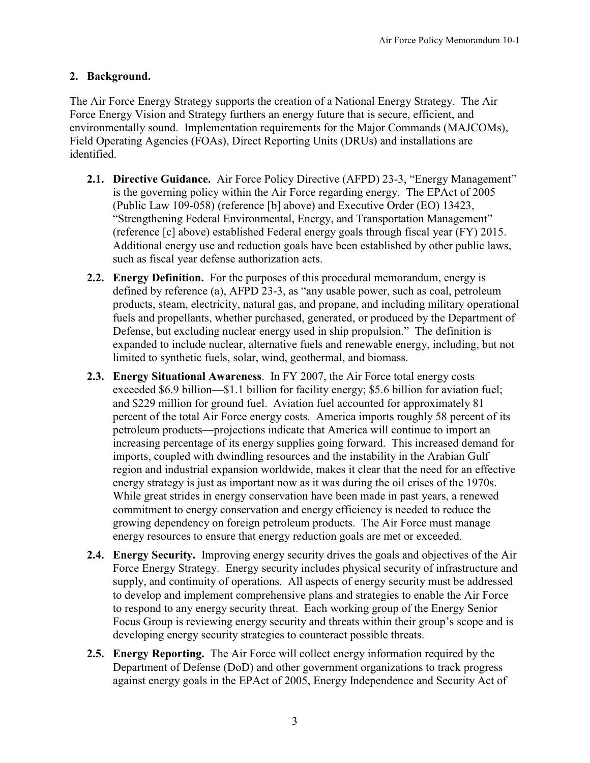## 2. Background.

The Air Force Energy Strategy supports the creation of a National Energy Strategy. The Air Force Energy Vision and Strategy furthers an energy future that is secure, efficient, and environmentally sound. Implementation requirements for the Major Commands (MAJCOMs), Field Operating Agencies (FOAs), Direct Reporting Units (DRUs) and installations are identified.

**2.1. Directive Guidance.** Air Force Policy Directive (AFPD) 23-3, "Energy Management" is the governing policy within the Air Force regarding energy. The EPAct of 2005 (Public Law 109-058) (reference [b] above) and Executive Order (EO) 13423, "Strengthening Federal Environmental, Energy, and Transportation Management" (reference [c] above) established Federal energy goals through fiscal year (FY) 2015. Additional energy use and reduction goals have been established by other public laws, such as fiscal year defense authorization acts.

**2.2. Energy Definition.** For the purposes of this procedural memorandum, energy is defined by reference (a), AFPD 23-3, as "any usable power, such as coal, petroleum products, steam, electricity, natural gas, and propane, and including military operational fuels and propellants, whether purchased, generated, or produced by the Department of Defense, but excluding nuclear energy used in ship propulsion." The definition is expanded to include nuclear, alternative fuels and renewable energy, including, but not limited to synthetic fuels, solar, wind, geothermal, and biomass.

**2.3. Energy Situational Awareness**. In FY 2007, the Air Force total energy costs exceeded $6.9 billion—$1.1 billion for facility energy; $5.6 billion for aviation fuel; and $229 million for ground fuel. Aviation fuel accounted for approximately 81 percent of the total Air Force energy costs. America imports roughly 58 percent of its petroleum products—projections indicate that America will continue to import an increasing percentage of its energy supplies going forward. This increased demand for imports, coupled with dwindling resources and the instability in the Arabian Gulf region and industrial expansion worldwide, makes it clear that the need for an effective energy strategy is just as important now as it was during the oil crises of the 1970s. While great strides in energy conservation have been made in past years, a renewed commitment to energy conservation and energy efficiency is needed to reduce the growing dependency on foreign petroleum products. The Air Force must manage energy resources to ensure that energy reduction goals are met or exceeded.

**2.4. Energy Security.** Improving energy security drives the goals and objectives of the Air Force Energy Strategy. Energy security includes physical security of infrastructure and supply, and continuity of operations. All aspects of energy security must be addressed to develop and implement comprehensive plans and strategies to enable the Air Force to respond to any energy security threat. Each working group of the Energy Senior Focus Group is reviewing energy security and threats within their group's scope and is developing energy security strategies to counteract possible threats.

**2.5. Energy Reporting.** The Air Force will collect energy information required by the Department of Defense (DoD) and other government organizations to track progress against energy goals in the EPAct of 2005, Energy Independence and Security Act of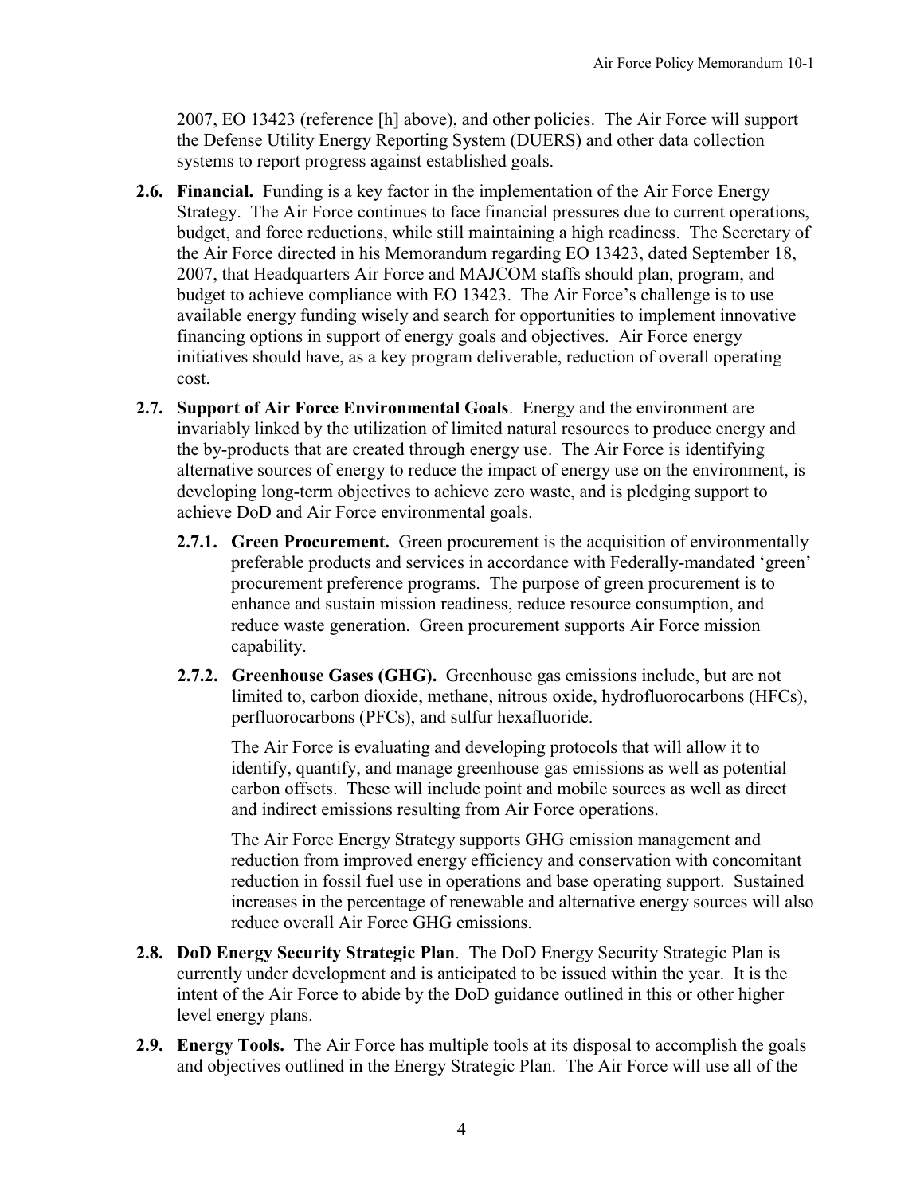2007, EO 13423 (reference [h] above), and other policies. The Air Force will support the Defense Utility Energy Reporting System (DUERS) and other data collection systems to report progress against established goals.

**2.6. Financial.** Funding is a key factor in the implementation of the Air Force Energy Strategy. The Air Force continues to face financial pressures due to current operations, budget, and force reductions, while still maintaining a high readiness. The Secretary of the Air Force directed in his Memorandum regarding EO 13423, dated September 18, 2007, that Headquarters Air Force and MAJCOM staffs should plan, program, and budget to achieve compliance with EO 13423. The Air Force's challenge is to use available energy funding wisely and search for opportunities to implement innovative financing options in support of energy goals and objectives. Air Force energy initiatives should have, as a key program deliverable, reduction of overall operating cost.

**2.7. Support of Air Force Environmental Goals**. Energy and the environment are invariably linked by the utilization of limited natural resources to produce energy and the by-products that are created through energy use. The Air Force is identifying alternative sources of energy to reduce the impact of energy use on the environment, is developing long-term objectives to achieve zero waste, and is pledging support to achieve DoD and Air Force environmental goals.

**2.7.1. Green Procurement.** Green procurement is the acquisition of environmentally preferable products and services in accordance with Federally-mandated 'green' procurement preference programs. The purpose of green procurement is to enhance and sustain mission readiness, reduce resource consumption, and reduce waste generation. Green procurement supports Air Force mission capability.

**2.7.2. Greenhouse Gases (GHG).** Greenhouse gas emissions include, but are not limited to, carbon dioxide, methane, nitrous oxide, hydrofluorocarbons (HFCs), perfluorocarbons (PFCs), and sulfur hexafluoride.

The Air Force is evaluating and developing protocols that will allow it to identify, quantify, and manage greenhouse gas emissions as well as potential carbon offsets. These will include point and mobile sources as well as direct and indirect emissions resulting from Air Force operations.

The Air Force Energy Strategy supports GHG emission management and reduction from improved energy efficiency and conservation with concomitant reduction in fossil fuel use in operations and base operating support. Sustained increases in the percentage of renewable and alternative energy sources will also reduce overall Air Force GHG emissions.

**2.8. DoD Energy Security Strategic Plan**. The DoD Energy Security Strategic Plan is currently under development and is anticipated to be issued within the year. It is the intent of the Air Force to abide by the DoD guidance outlined in this or other higher level energy plans.

**2.9. Energy Tools.** The Air Force has multiple tools at its disposal to accomplish the goals and objectives outlined in the Energy Strategic Plan. The Air Force will use all of the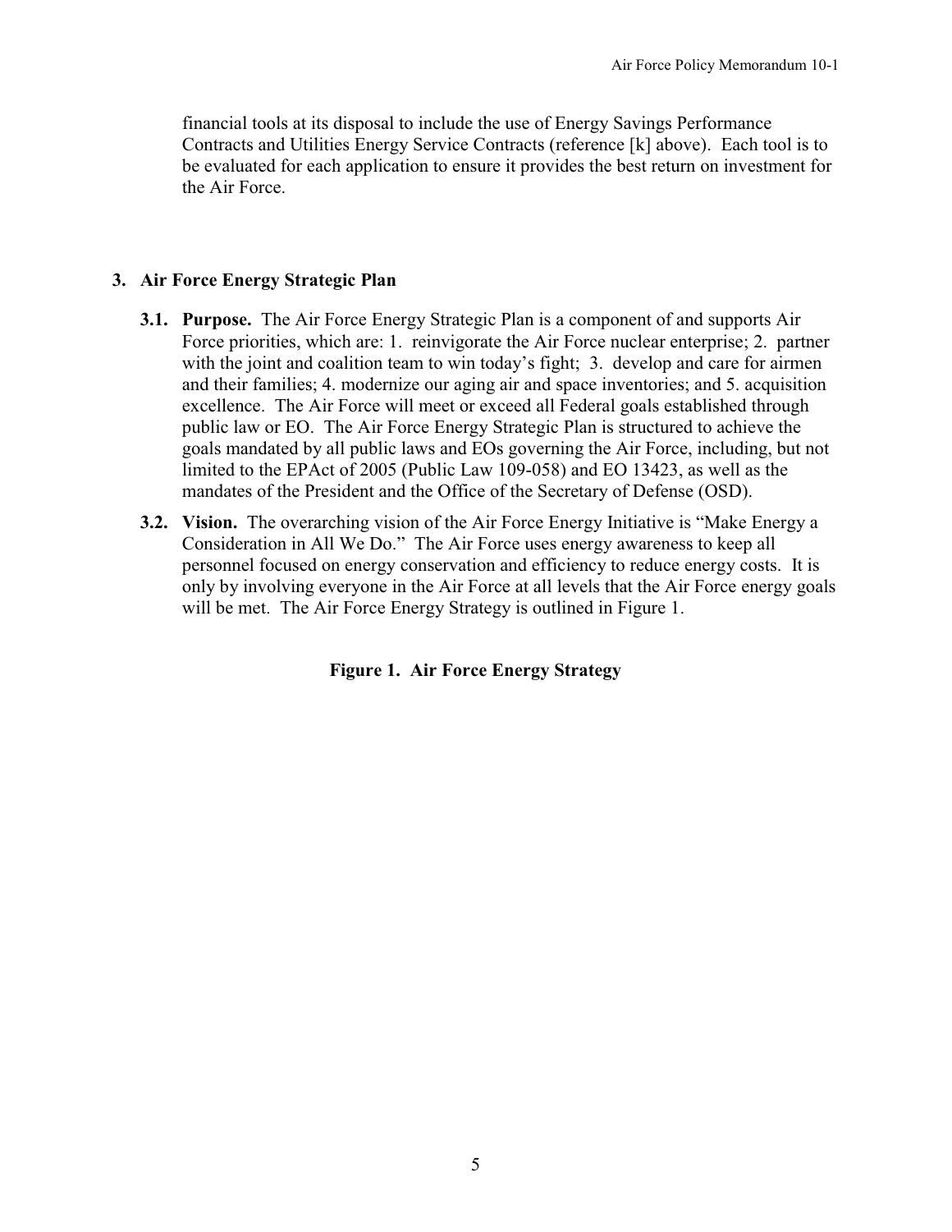financial tools at its disposal to include the use of Energy Savings Performance Contracts and Utilities Energy Service Contracts (reference [k] above). Each tool is to be evaluated for each application to ensure it provides the best return on investment for the Air Force.

## 3. Air Force Energy Strategic Plan

**3.1. Purpose.** The Air Force Energy Strategic Plan is a component of and supports Air Force priorities, which are: 1. reinvigorate the Air Force nuclear enterprise; 2. partner with the joint and coalition team to win today's fight; 3. develop and care for airmen and their families; 4. modernize our aging air and space inventories; and 5. acquisition excellence. The Air Force will meet or exceed all Federal goals established through public law or EO. The Air Force Energy Strategic Plan is structured to achieve the goals mandated by all public laws and EOs governing the Air Force, including, but not limited to the EPAct of 2005 (Public Law 109-058) and EO 13423, as well as the mandates of the President and the Office of the Secretary of Defense (OSD).

**3.2. Vision.** The overarching vision of the Air Force Energy Initiative is "Make Energy a Consideration in All We Do." The Air Force uses energy awareness to keep all personnel focused on energy conservation and efficiency to reduce energy costs. It is only by involving everyone in the Air Force at all levels that the Air Force energy goals will be met. The Air Force Energy Strategy is outlined in Figure 1.

**Figure 1. Air Force Energy Strategy**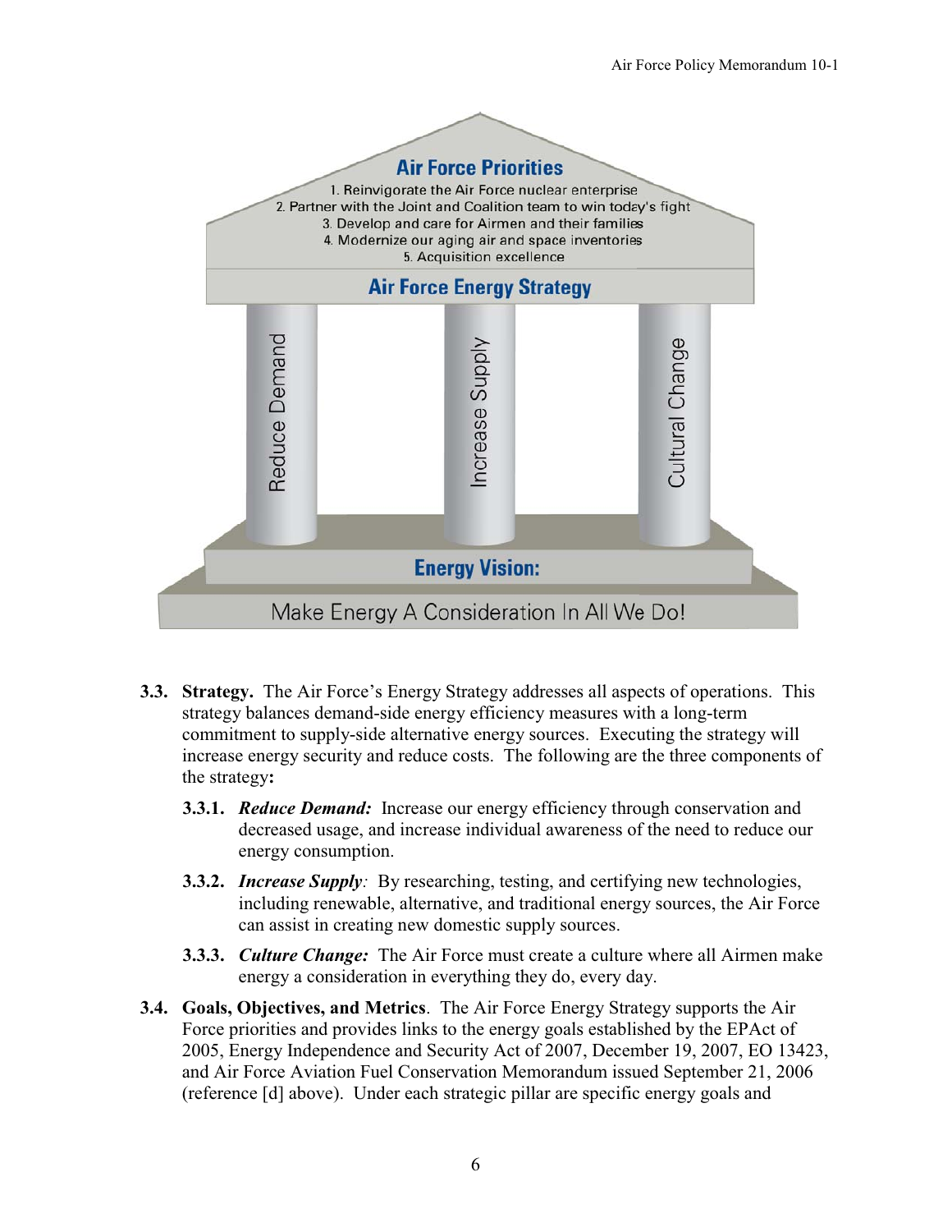**Air Force Priorities**

1. Reinvigorate the Air Force nuclear enterprise
2. Partner with the Joint and Coalition team to win today's fight
3. Develop and care for Airmen and their families
4. Modernize our aging air and space inventories
5. Acquisition excellence

**Air Force Energy Strategy**

Reduce Demand | Increase Supply | Cultural Change

**Energy Vision:**

Make Energy A Consideration In All We Do!

**3.3. Strategy.** The Air Force's Energy Strategy addresses all aspects of operations. This strategy balances demand-side energy efficiency measures with a long-term commitment to supply-side alternative energy sources. Executing the strategy will increase energy security and reduce costs. The following are the three components of the strategy**:**

**3.3.1.** ***Reduce Demand:*** Increase our energy efficiency through conservation and decreased usage, and increase individual awareness of the need to reduce our energy consumption.

**3.3.2.** ***Increase Supply****:* By researching, testing, and certifying new technologies, including renewable, alternative, and traditional energy sources, the Air Force can assist in creating new domestic supply sources.

**3.3.3.** ***Culture Change:*** The Air Force must create a culture where all Airmen make energy a consideration in everything they do, every day.

**3.4. Goals, Objectives, and Metrics**. The Air Force Energy Strategy supports the Air Force priorities and provides links to the energy goals established by the EPAct of 2005, Energy Independence and Security Act of 2007, December 19, 2007, EO 13423, and Air Force Aviation Fuel Conservation Memorandum issued September 21, 2006 (reference [d] above). Under each strategic pillar are specific energy goals and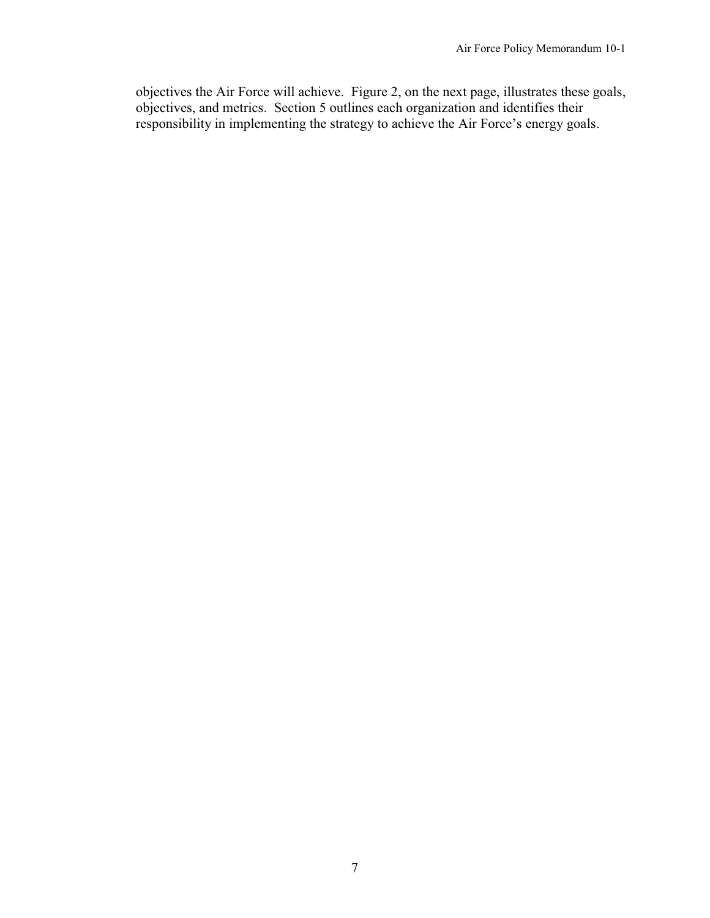objectives the Air Force will achieve. Figure 2, on the next page, illustrates these goals, objectives, and metrics. Section 5 outlines each organization and identifies their responsibility in implementing the strategy to achieve the Air Force's energy goals.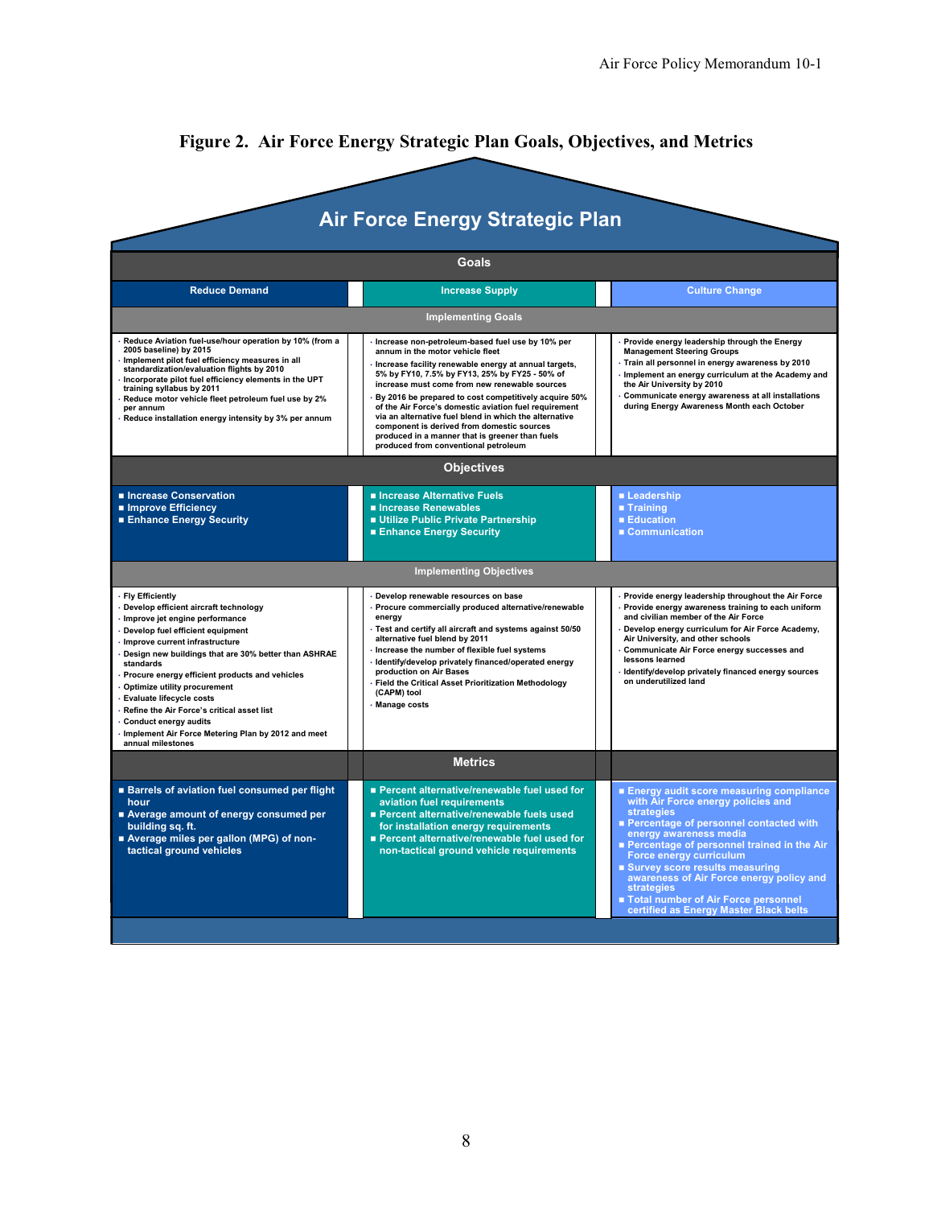**Figure 2. Air Force Energy Strategic Plan Goals, Objectives, and Metrics**

# Air Force Energy Strategic Plan

## Goals

| Reduce Demand | Increase Supply | Culture Change |
|---|---|---|

### Implementing Goals

| Reduce Demand | Increase Supply | Culture Change |
|---|---|---|
| · Reduce Aviation fuel-use/hour operation by 10% (from a 2005 baseline) by 2015<br>· Implement pilot fuel efficiency measures in all standardization/evaluation flights by 2010<br>· Incorporate pilot fuel efficiency elements in the UPT training syllabus by 2011<br>· Reduce motor vehicle fleet petroleum fuel use by 2% per annum<br>· Reduce installation energy intensity by 3% per annum | · Increase non-petroleum-based fuel use by 10% per annum in the motor vehicle fleet<br>· Increase facility renewable energy at annual targets, 5% by FY10, 7.5% by FY13, 25% by FY25 - 50% of increase must come from new renewable sources<br>· By 2016 be prepared to cost competitively acquire 50% of the Air Force's domestic aviation fuel requirement via an alternative fuel blend in which the alternative component is derived from domestic sources produced in a manner that is greener than fuels produced from conventional petroleum | · Provide energy leadership through the Energy Management Steering Groups<br>· Train all personnel in energy awareness by 2010<br>· Implement an energy curriculum at the Academy and the Air University by 2010<br>· Communicate energy awareness at all installations during Energy Awareness Month each October |

## Objectives

| Reduce Demand | Increase Supply | Culture Change |
|---|---|---|
| ■ Increase Conservation<br>■ Improve Efficiency<br>■ Enhance Energy Security | ■ Increase Alternative Fuels<br>■ Increase Renewables<br>■ Utilize Public Private Partnership<br>■ Enhance Energy Security | ■ Leadership<br>■ Training<br>■ Education<br>■ Communication |

### Implementing Objectives

| Reduce Demand | Increase Supply | Culture Change |
|---|---|---|
| · Fly Efficiently<br>· Develop efficient aircraft technology<br>· Improve jet engine performance<br>· Develop fuel efficient equipment<br>· Improve current infrastructure<br>· Design new buildings that are 30% better than ASHRAE standards<br>· Procure energy efficient products and vehicles<br>· Optimize utility procurement<br>· Evaluate lifecycle costs<br>· Refine the Air Force's critical asset list<br>· Conduct energy audits<br>· Implement Air Force Metering Plan by 2012 and meet annual milestones | · Develop renewable resources on base<br>· Procure commercially produced alternative/renewable energy<br>· Test and certify all aircraft and systems against 50/50 alternative fuel blend by 2011<br>· Increase the number of flexible fuel systems<br>· Identify/develop privately financed/operated energy production on Air Bases<br>· Field the Critical Asset Prioritization Methodology (CAPM) tool<br>· Manage costs | · Provide energy leadership throughout the Air Force<br>· Provide energy awareness training to each uniform and civilian member of the Air Force<br>· Develop energy curriculum for Air Force Academy, Air University, and other schools<br>· Communicate Air Force energy successes and lessons learned<br>· Identify/develop privately financed energy sources on underutilized land |

## Metrics

| Reduce Demand | Increase Supply | Culture Change |
|---|---|---|
| ■ Barrels of aviation fuel consumed per flight hour<br>■ Average amount of energy consumed per building sq. ft.<br>■ Average miles per gallon (MPG) of non-tactical ground vehicles | ■ Percent alternative/renewable fuel used for aviation fuel requirements<br>■ Percent alternative/renewable fuels used for installation energy requirements<br>■ Percent alternative/renewable fuel used for non-tactical ground vehicle requirements | ■ Energy audit score measuring compliance with Air Force energy policies and strategies<br>■ Percentage of personnel contacted with energy awareness media<br>■ Percentage of personnel trained in the Air Force energy curriculum<br>■ Survey score results measuring awareness of Air Force energy policy and strategies<br>■ Total number of Air Force personnel certified as Energy Master Black belts |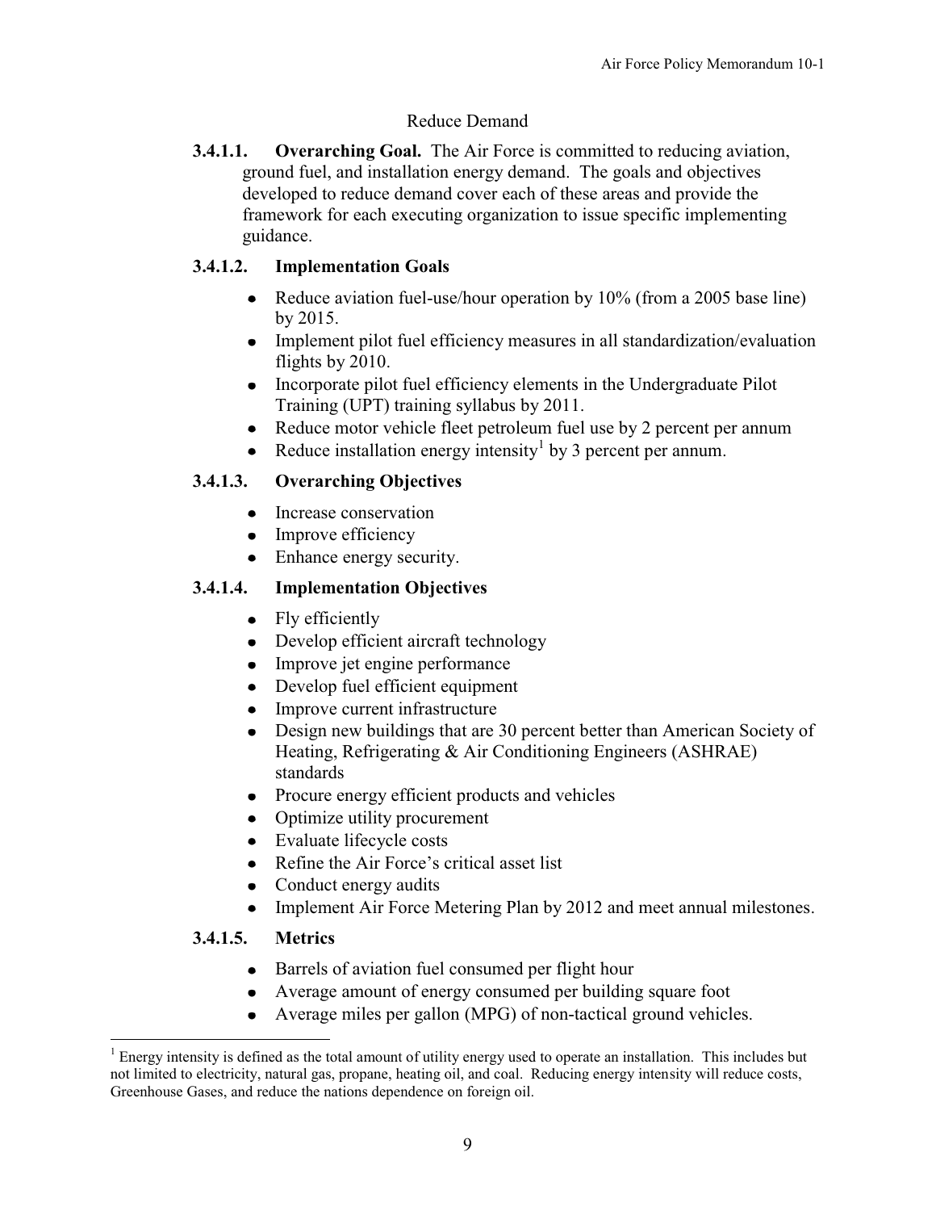## Reduce Demand

**3.4.1.1. Overarching Goal.** The Air Force is committed to reducing aviation, ground fuel, and installation energy demand. The goals and objectives developed to reduce demand cover each of these areas and provide the framework for each executing organization to issue specific implementing guidance.

### 3.4.1.2. Implementation Goals

- Reduce aviation fuel-use/hour operation by 10% (from a 2005 base line) by 2015.
- Implement pilot fuel efficiency measures in all standardization/evaluation flights by 2010.
- Incorporate pilot fuel efficiency elements in the Undergraduate Pilot Training (UPT) training syllabus by 2011.
- Reduce motor vehicle fleet petroleum fuel use by 2 percent per annum
- Reduce installation energy intensity[1] by 3 percent per annum.

### 3.4.1.3. Overarching Objectives

- Increase conservation
- Improve efficiency
- Enhance energy security.

### 3.4.1.4. Implementation Objectives

- Fly efficiently
- Develop efficient aircraft technology
- Improve jet engine performance
- Develop fuel efficient equipment
- Improve current infrastructure
- Design new buildings that are 30 percent better than American Society of Heating, Refrigerating & Air Conditioning Engineers (ASHRAE) standards
- Procure energy efficient products and vehicles
- Optimize utility procurement
- Evaluate lifecycle costs
- Refine the Air Force's critical asset list
- Conduct energy audits
- Implement Air Force Metering Plan by 2012 and meet annual milestones.

### 3.4.1.5. Metrics

- Barrels of aviation fuel consumed per flight hour
- Average amount of energy consumed per building square foot
- Average miles per gallon (MPG) of non-tactical ground vehicles.

---

[1] Energy intensity is defined as the total amount of utility energy used to operate an installation. This includes but not limited to electricity, natural gas, propane, heating oil, and coal. Reducing energy intensity will reduce costs, Greenhouse Gases, and reduce the nations dependence on foreign oil.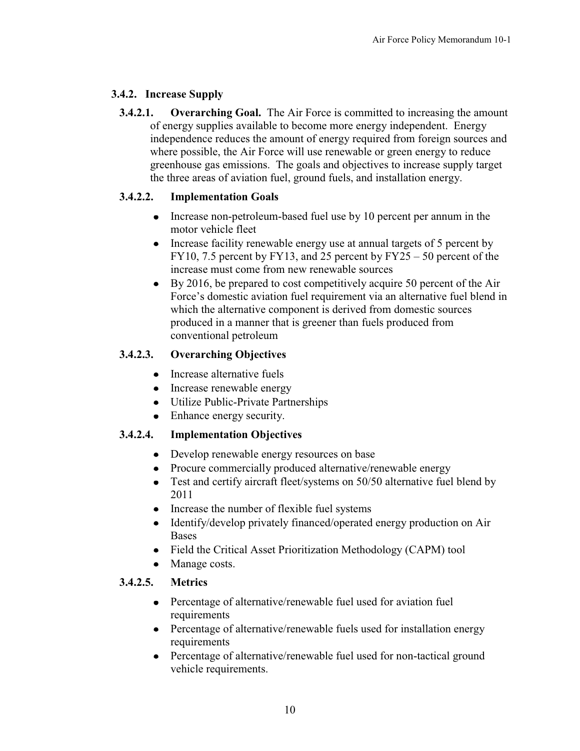### 3.4.2. Increase Supply

**3.4.2.1. Overarching Goal.** The Air Force is committed to increasing the amount of energy supplies available to become more energy independent. Energy independence reduces the amount of energy required from foreign sources and where possible, the Air Force will use renewable or green energy to reduce greenhouse gas emissions. The goals and objectives to increase supply target the three areas of aviation fuel, ground fuels, and installation energy.

**3.4.2.2. Implementation Goals**

- Increase non-petroleum-based fuel use by 10 percent per annum in the motor vehicle fleet
- Increase facility renewable energy use at annual targets of 5 percent by FY10, 7.5 percent by FY13, and 25 percent by FY25 – 50 percent of the increase must come from new renewable sources
- By 2016, be prepared to cost competitively acquire 50 percent of the Air Force's domestic aviation fuel requirement via an alternative fuel blend in which the alternative component is derived from domestic sources produced in a manner that is greener than fuels produced from conventional petroleum

**3.4.2.3. Overarching Objectives**

- Increase alternative fuels
- Increase renewable energy
- Utilize Public-Private Partnerships
- Enhance energy security.

**3.4.2.4. Implementation Objectives**

- Develop renewable energy resources on base
- Procure commercially produced alternative/renewable energy
- Test and certify aircraft fleet/systems on 50/50 alternative fuel blend by 2011
- Increase the number of flexible fuel systems
- Identify/develop privately financed/operated energy production on Air Bases
- Field the Critical Asset Prioritization Methodology (CAPM) tool
- Manage costs.

**3.4.2.5. Metrics**

- Percentage of alternative/renewable fuel used for aviation fuel requirements
- Percentage of alternative/renewable fuels used for installation energy requirements
- Percentage of alternative/renewable fuel used for non-tactical ground vehicle requirements.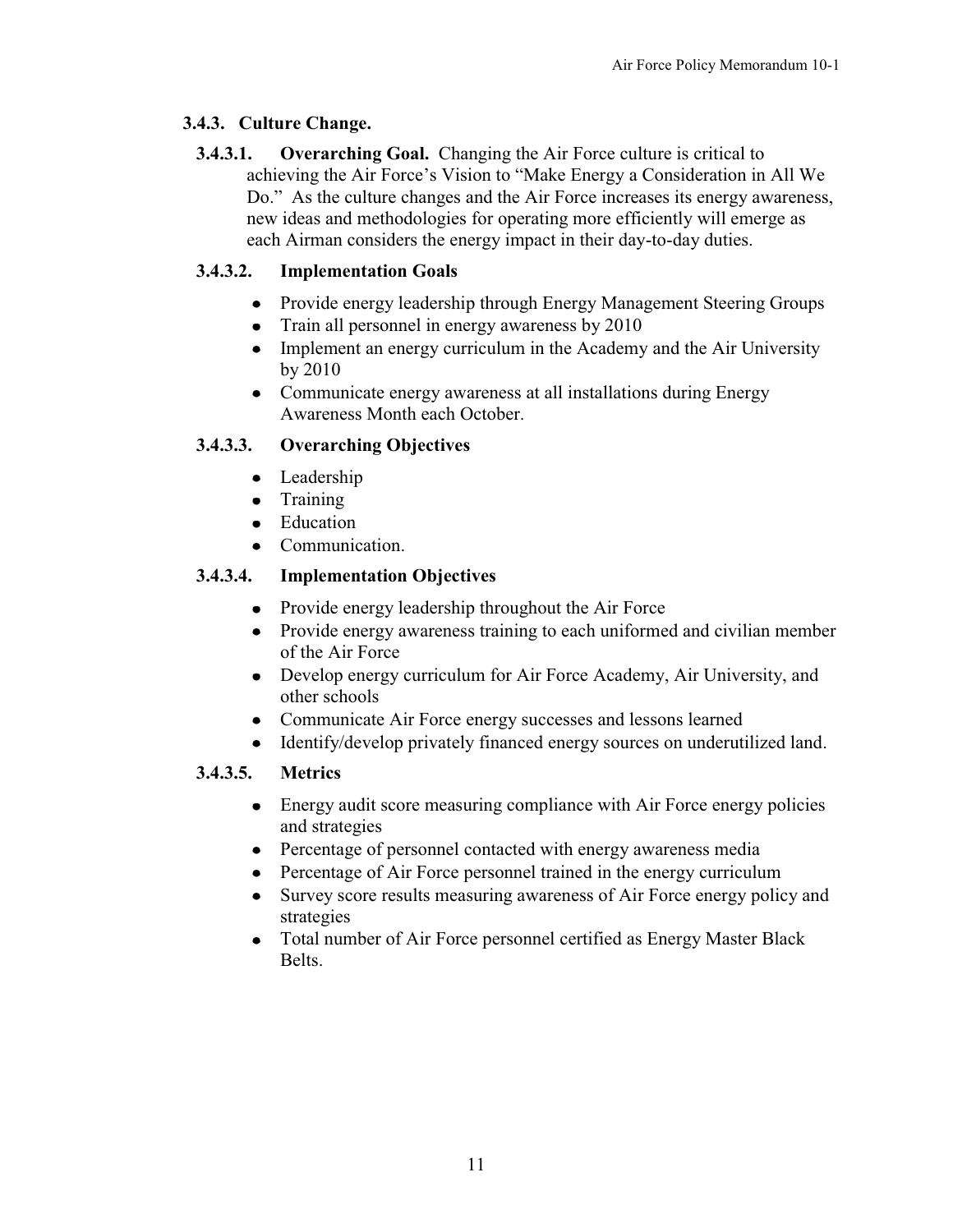### 3.4.3. Culture Change.

**3.4.3.1. Overarching Goal.** Changing the Air Force culture is critical to achieving the Air Force's Vision to "Make Energy a Consideration in All We Do." As the culture changes and the Air Force increases its energy awareness, new ideas and methodologies for operating more efficiently will emerge as each Airman considers the energy impact in their day-to-day duties.

**3.4.3.2. Implementation Goals**

- Provide energy leadership through Energy Management Steering Groups
- Train all personnel in energy awareness by 2010
- Implement an energy curriculum in the Academy and the Air University by 2010
- Communicate energy awareness at all installations during Energy Awareness Month each October.

**3.4.3.3. Overarching Objectives**

- Leadership
- Training
- Education
- Communication.

**3.4.3.4. Implementation Objectives**

- Provide energy leadership throughout the Air Force
- Provide energy awareness training to each uniformed and civilian member of the Air Force
- Develop energy curriculum for Air Force Academy, Air University, and other schools
- Communicate Air Force energy successes and lessons learned
- Identify/develop privately financed energy sources on underutilized land.

**3.4.3.5. Metrics**

- Energy audit score measuring compliance with Air Force energy policies and strategies
- Percentage of personnel contacted with energy awareness media
- Percentage of Air Force personnel trained in the energy curriculum
- Survey score results measuring awareness of Air Force energy policy and strategies
- Total number of Air Force personnel certified as Energy Master Black Belts.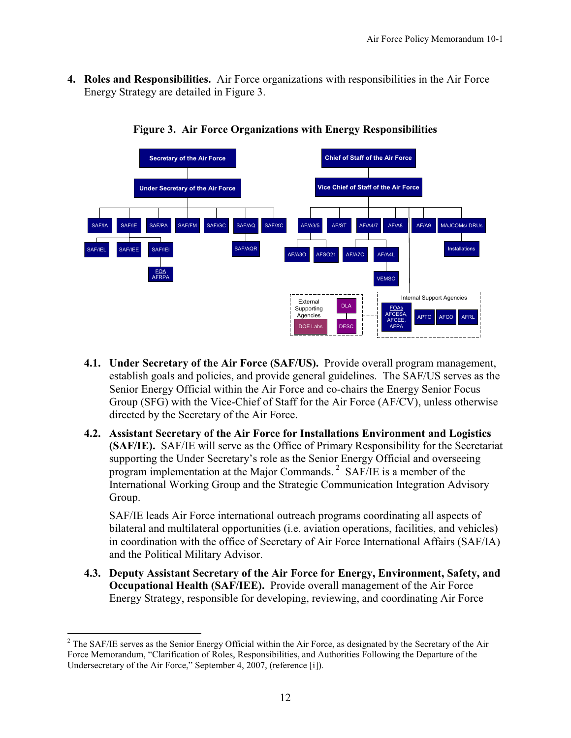4. **Roles and Responsibilities.** Air Force organizations with responsibilities in the Air Force Energy Strategy are detailed in Figure 3.

**Figure 3. Air Force Organizations with Energy Responsibilities**

4.1. **Under Secretary of the Air Force (SAF/US).** Provide overall program management, establish goals and policies, and provide general guidelines. The SAF/US serves as the Senior Energy Official within the Air Force and co-chairs the Energy Senior Focus Group (SFG) with the Vice-Chief of Staff for the Air Force (AF/CV), unless otherwise directed by the Secretary of the Air Force.

4.2. **Assistant Secretary of the Air Force for Installations Environment and Logistics (SAF/IE).** SAF/IE will serve as the Office of Primary Responsibility for the Secretariat supporting the Under Secretary's role as the Senior Energy Official and overseeing program implementation at the Major Commands. [2] SAF/IE is a member of the International Working Group and the Strategic Communication Integration Advisory Group.

SAF/IE leads Air Force international outreach programs coordinating all aspects of bilateral and multilateral opportunities (i.e. aviation operations, facilities, and vehicles) in coordination with the office of Secretary of Air Force International Affairs (SAF/IA) and the Political Military Advisor.

4.3. **Deputy Assistant Secretary of the Air Force for Energy, Environment, Safety, and Occupational Health (SAF/IEE).** Provide overall management of the Air Force Energy Strategy, responsible for developing, reviewing, and coordinating Air Force

[2] The SAF/IE serves as the Senior Energy Official within the Air Force, as designated by the Secretary of the Air Force Memorandum, "Clarification of Roles, Responsibilities, and Authorities Following the Departure of the Undersecretary of the Air Force," September 4, 2007, (reference [i]).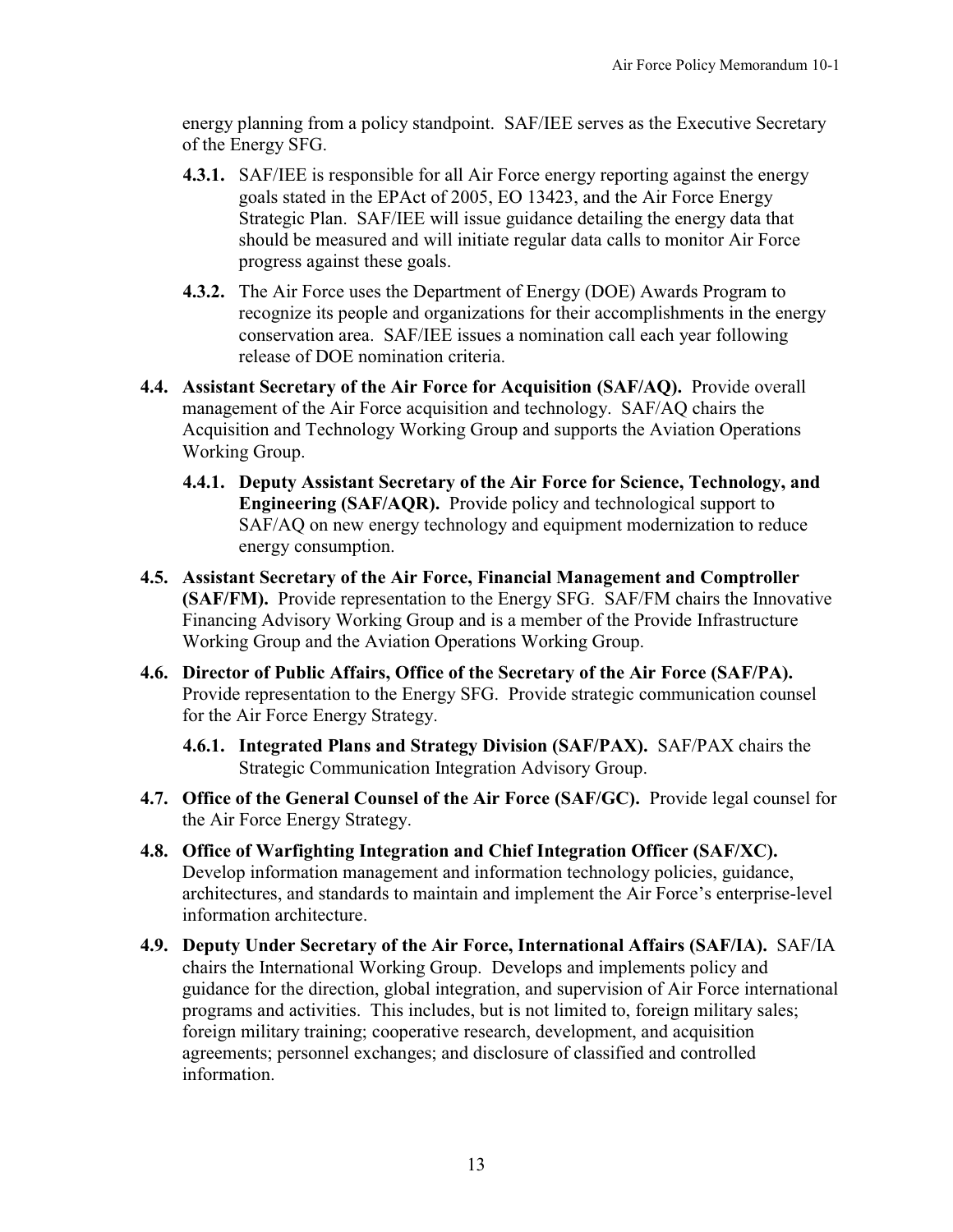energy planning from a policy standpoint. SAF/IEE serves as the Executive Secretary of the Energy SFG.

**4.3.1.** SAF/IEE is responsible for all Air Force energy reporting against the energy goals stated in the EPAct of 2005, EO 13423, and the Air Force Energy Strategic Plan. SAF/IEE will issue guidance detailing the energy data that should be measured and will initiate regular data calls to monitor Air Force progress against these goals.

**4.3.2.** The Air Force uses the Department of Energy (DOE) Awards Program to recognize its people and organizations for their accomplishments in the energy conservation area. SAF/IEE issues a nomination call each year following release of DOE nomination criteria.

**4.4. Assistant Secretary of the Air Force for Acquisition (SAF/AQ).** Provide overall management of the Air Force acquisition and technology. SAF/AQ chairs the Acquisition and Technology Working Group and supports the Aviation Operations Working Group.

**4.4.1. Deputy Assistant Secretary of the Air Force for Science, Technology, and Engineering (SAF/AQR).** Provide policy and technological support to SAF/AQ on new energy technology and equipment modernization to reduce energy consumption.

**4.5. Assistant Secretary of the Air Force, Financial Management and Comptroller (SAF/FM).** Provide representation to the Energy SFG. SAF/FM chairs the Innovative Financing Advisory Working Group and is a member of the Provide Infrastructure Working Group and the Aviation Operations Working Group.

**4.6. Director of Public Affairs, Office of the Secretary of the Air Force (SAF/PA).** Provide representation to the Energy SFG. Provide strategic communication counsel for the Air Force Energy Strategy.

**4.6.1. Integrated Plans and Strategy Division (SAF/PAX).** SAF/PAX chairs the Strategic Communication Integration Advisory Group.

**4.7. Office of the General Counsel of the Air Force (SAF/GC).** Provide legal counsel for the Air Force Energy Strategy.

**4.8. Office of Warfighting Integration and Chief Integration Officer (SAF/XC).** Develop information management and information technology policies, guidance, architectures, and standards to maintain and implement the Air Force's enterprise-level information architecture.

**4.9. Deputy Under Secretary of the Air Force, International Affairs (SAF/IA).** SAF/IA chairs the International Working Group. Develops and implements policy and guidance for the direction, global integration, and supervision of Air Force international programs and activities. This includes, but is not limited to, foreign military sales; foreign military training; cooperative research, development, and acquisition agreements; personnel exchanges; and disclosure of classified and controlled information.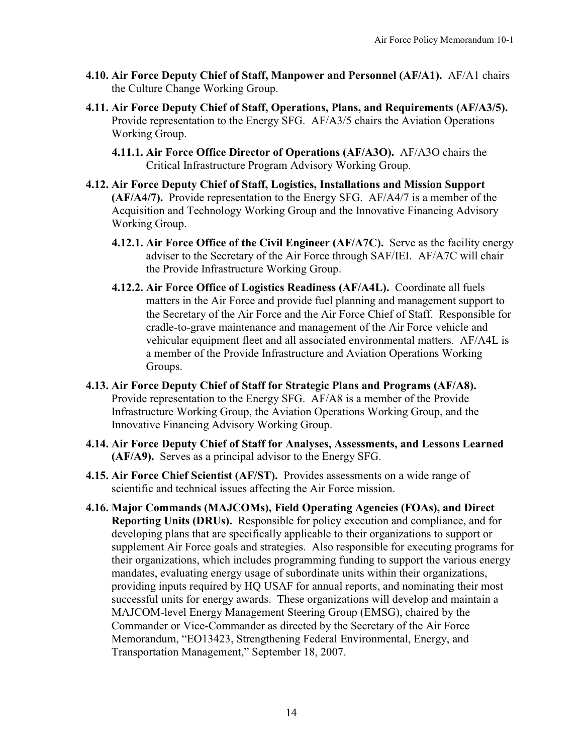**4.10. Air Force Deputy Chief of Staff, Manpower and Personnel (AF/A1).** AF/A1 chairs the Culture Change Working Group.

**4.11. Air Force Deputy Chief of Staff, Operations, Plans, and Requirements (AF/A3/5).** Provide representation to the Energy SFG. AF/A3/5 chairs the Aviation Operations Working Group.

**4.11.1. Air Force Office Director of Operations (AF/A3O).** AF/A3O chairs the Critical Infrastructure Program Advisory Working Group.

**4.12. Air Force Deputy Chief of Staff, Logistics, Installations and Mission Support (AF/A4/7).** Provide representation to the Energy SFG. AF/A4/7 is a member of the Acquisition and Technology Working Group and the Innovative Financing Advisory Working Group.

**4.12.1. Air Force Office of the Civil Engineer (AF/A7C).** Serve as the facility energy adviser to the Secretary of the Air Force through SAF/IEI. AF/A7C will chair the Provide Infrastructure Working Group.

**4.12.2. Air Force Office of Logistics Readiness (AF/A4L).** Coordinate all fuels matters in the Air Force and provide fuel planning and management support to the Secretary of the Air Force and the Air Force Chief of Staff. Responsible for cradle-to-grave maintenance and management of the Air Force vehicle and vehicular equipment fleet and all associated environmental matters. AF/A4L is a member of the Provide Infrastructure and Aviation Operations Working Groups.

**4.13. Air Force Deputy Chief of Staff for Strategic Plans and Programs (AF/A8).** Provide representation to the Energy SFG. AF/A8 is a member of the Provide Infrastructure Working Group, the Aviation Operations Working Group, and the Innovative Financing Advisory Working Group.

**4.14. Air Force Deputy Chief of Staff for Analyses, Assessments, and Lessons Learned (AF/A9).** Serves as a principal advisor to the Energy SFG.

**4.15. Air Force Chief Scientist (AF/ST).** Provides assessments on a wide range of scientific and technical issues affecting the Air Force mission.

**4.16. Major Commands (MAJCOMs), Field Operating Agencies (FOAs), and Direct Reporting Units (DRUs).** Responsible for policy execution and compliance, and for developing plans that are specifically applicable to their organizations to support or supplement Air Force goals and strategies. Also responsible for executing programs for their organizations, which includes programming funding to support the various energy mandates, evaluating energy usage of subordinate units within their organizations, providing inputs required by HQ USAF for annual reports, and nominating their most successful units for energy awards. These organizations will develop and maintain a MAJCOM-level Energy Management Steering Group (EMSG), chaired by the Commander or Vice-Commander as directed by the Secretary of the Air Force Memorandum, "EO13423, Strengthening Federal Environmental, Energy, and Transportation Management," September 18, 2007.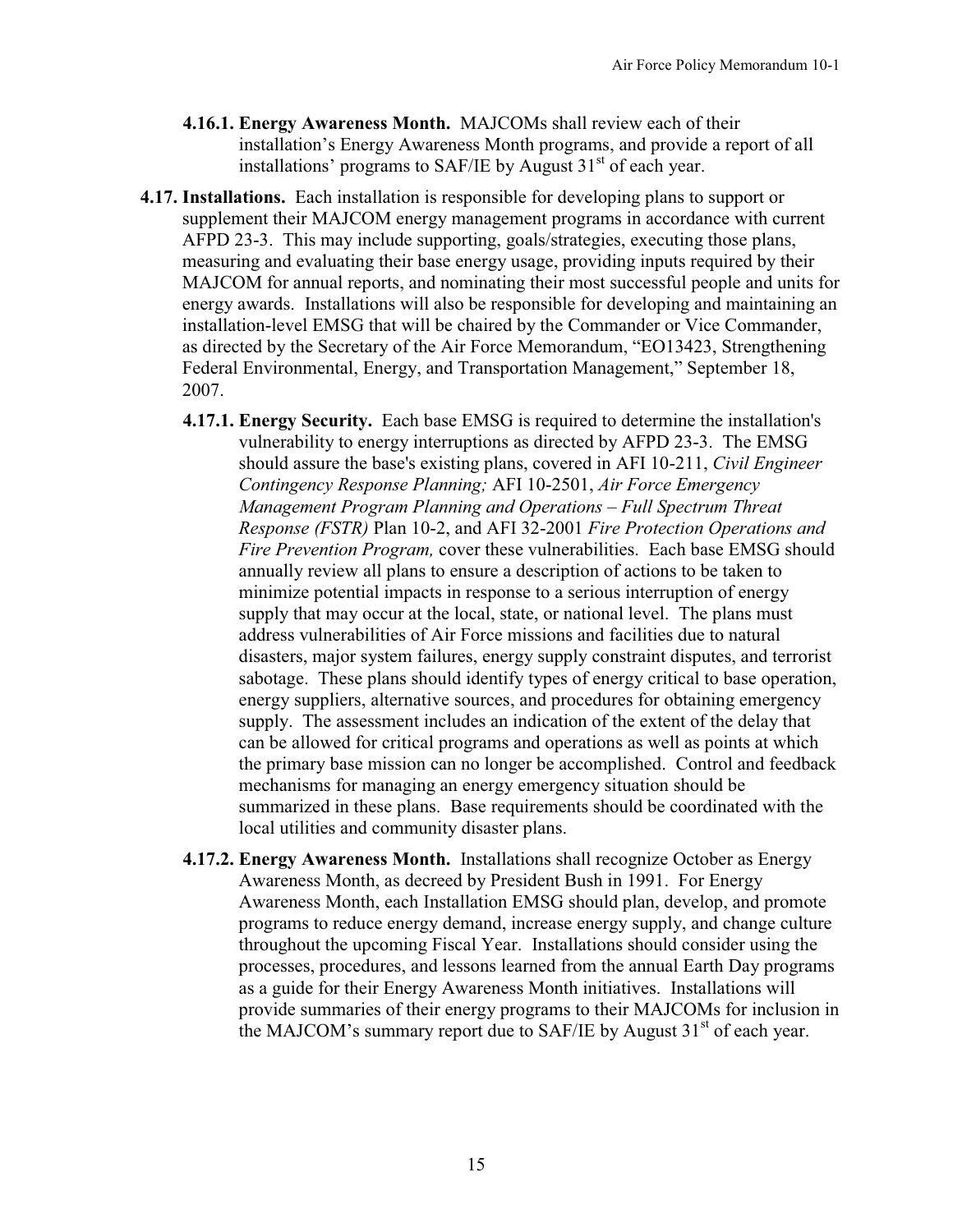**4.16.1. Energy Awareness Month.** MAJCOMs shall review each of their installation's Energy Awareness Month programs, and provide a report of all installations' programs to SAF/IE by August 31st of each year.

**4.17. Installations.** Each installation is responsible for developing plans to support or supplement their MAJCOM energy management programs in accordance with current AFPD 23-3. This may include supporting, goals/strategies, executing those plans, measuring and evaluating their base energy usage, providing inputs required by their MAJCOM for annual reports, and nominating their most successful people and units for energy awards. Installations will also be responsible for developing and maintaining an installation-level EMSG that will be chaired by the Commander or Vice Commander, as directed by the Secretary of the Air Force Memorandum, "EO13423, Strengthening Federal Environmental, Energy, and Transportation Management," September 18, 2007.

**4.17.1. Energy Security.** Each base EMSG is required to determine the installation's vulnerability to energy interruptions as directed by AFPD 23-3. The EMSG should assure the base's existing plans, covered in AFI 10-211, *Civil Engineer Contingency Response Planning;* AFI 10-2501, *Air Force Emergency Management Program Planning and Operations – Full Spectrum Threat Response (FSTR)* Plan 10-2, and AFI 32-2001 *Fire Protection Operations and Fire Prevention Program,* cover these vulnerabilities. Each base EMSG should annually review all plans to ensure a description of actions to be taken to minimize potential impacts in response to a serious interruption of energy supply that may occur at the local, state, or national level. The plans must address vulnerabilities of Air Force missions and facilities due to natural disasters, major system failures, energy supply constraint disputes, and terrorist sabotage. These plans should identify types of energy critical to base operation, energy suppliers, alternative sources, and procedures for obtaining emergency supply. The assessment includes an indication of the extent of the delay that can be allowed for critical programs and operations as well as points at which the primary base mission can no longer be accomplished. Control and feedback mechanisms for managing an energy emergency situation should be summarized in these plans. Base requirements should be coordinated with the local utilities and community disaster plans.

**4.17.2. Energy Awareness Month.** Installations shall recognize October as Energy Awareness Month, as decreed by President Bush in 1991. For Energy Awareness Month, each Installation EMSG should plan, develop, and promote programs to reduce energy demand, increase energy supply, and change culture throughout the upcoming Fiscal Year. Installations should consider using the processes, procedures, and lessons learned from the annual Earth Day programs as a guide for their Energy Awareness Month initiatives. Installations will provide summaries of their energy programs to their MAJCOMs for inclusion in the MAJCOM's summary report due to SAF/IE by August 31st of each year.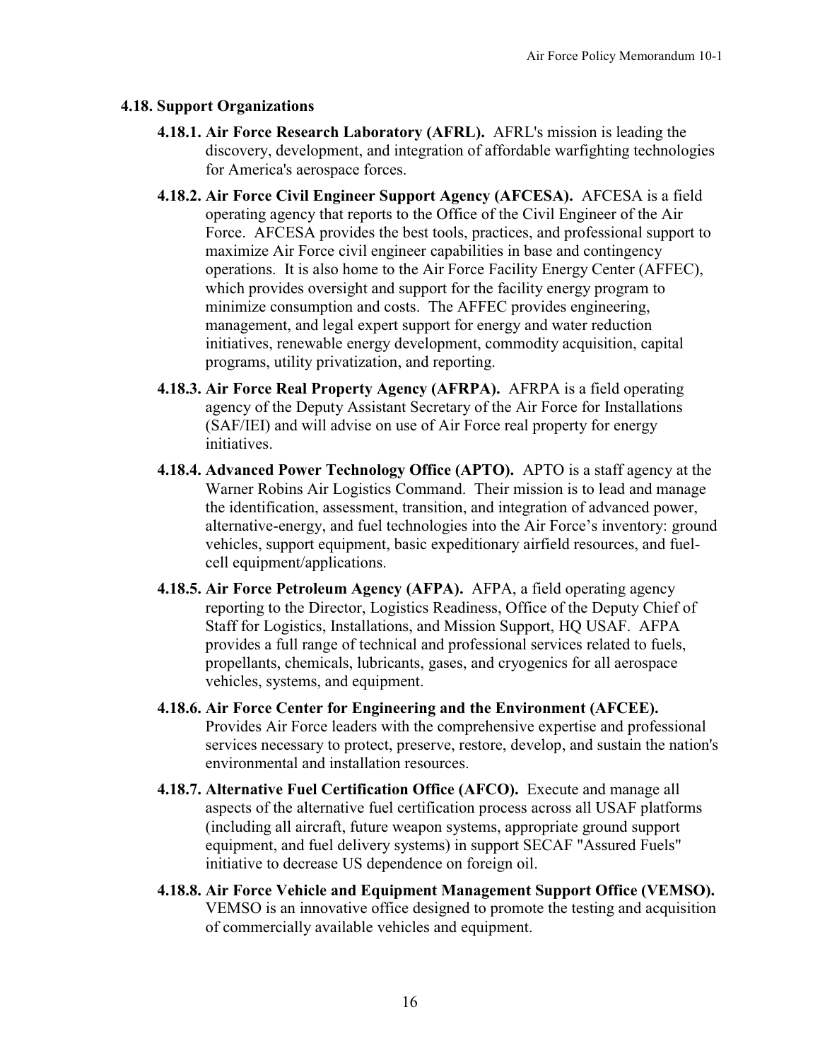### 4.18. Support Organizations

**4.18.1. Air Force Research Laboratory (AFRL).** AFRL's mission is leading the discovery, development, and integration of affordable warfighting technologies for America's aerospace forces.

**4.18.2. Air Force Civil Engineer Support Agency (AFCESA).** AFCESA is a field operating agency that reports to the Office of the Civil Engineer of the Air Force. AFCESA provides the best tools, practices, and professional support to maximize Air Force civil engineer capabilities in base and contingency operations. It is also home to the Air Force Facility Energy Center (AFFEC), which provides oversight and support for the facility energy program to minimize consumption and costs. The AFFEC provides engineering, management, and legal expert support for energy and water reduction initiatives, renewable energy development, commodity acquisition, capital programs, utility privatization, and reporting.

**4.18.3. Air Force Real Property Agency (AFRPA).** AFRPA is a field operating agency of the Deputy Assistant Secretary of the Air Force for Installations (SAF/IEI) and will advise on use of Air Force real property for energy initiatives.

**4.18.4. Advanced Power Technology Office (APTO).** APTO is a staff agency at the Warner Robins Air Logistics Command. Their mission is to lead and manage the identification, assessment, transition, and integration of advanced power, alternative-energy, and fuel technologies into the Air Force's inventory: ground vehicles, support equipment, basic expeditionary airfield resources, and fuel-cell equipment/applications.

**4.18.5. Air Force Petroleum Agency (AFPA).** AFPA, a field operating agency reporting to the Director, Logistics Readiness, Office of the Deputy Chief of Staff for Logistics, Installations, and Mission Support, HQ USAF. AFPA provides a full range of technical and professional services related to fuels, propellants, chemicals, lubricants, gases, and cryogenics for all aerospace vehicles, systems, and equipment.

**4.18.6. Air Force Center for Engineering and the Environment (AFCEE).** Provides Air Force leaders with the comprehensive expertise and professional services necessary to protect, preserve, restore, develop, and sustain the nation's environmental and installation resources.

**4.18.7. Alternative Fuel Certification Office (AFCO).** Execute and manage all aspects of the alternative fuel certification process across all USAF platforms (including all aircraft, future weapon systems, appropriate ground support equipment, and fuel delivery systems) in support SECAF "Assured Fuels" initiative to decrease US dependence on foreign oil.

**4.18.8. Air Force Vehicle and Equipment Management Support Office (VEMSO).** VEMSO is an innovative office designed to promote the testing and acquisition of commercially available vehicles and equipment.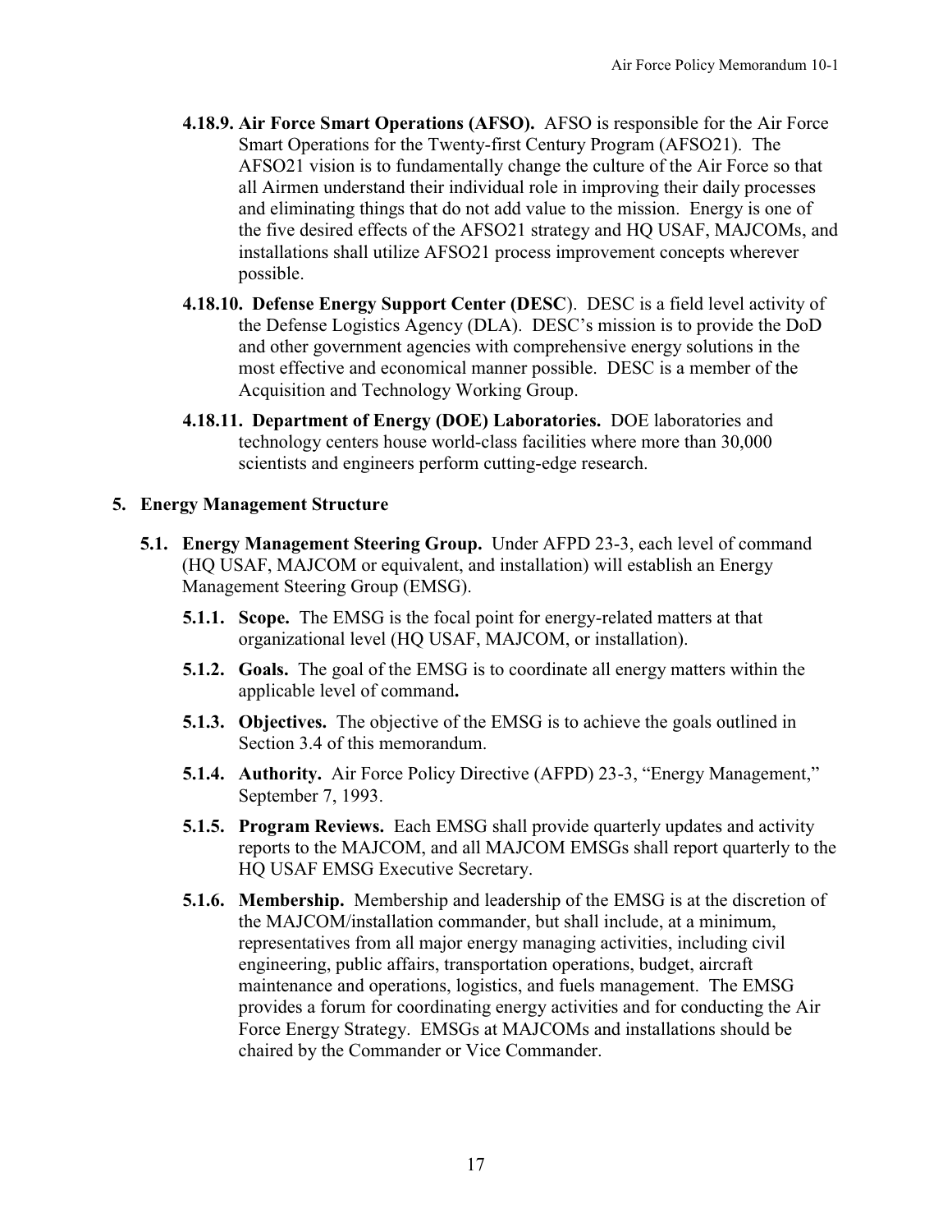**4.18.9. Air Force Smart Operations (AFSO).** AFSO is responsible for the Air Force Smart Operations for the Twenty-first Century Program (AFSO21). The AFSO21 vision is to fundamentally change the culture of the Air Force so that all Airmen understand their individual role in improving their daily processes and eliminating things that do not add value to the mission. Energy is one of the five desired effects of the AFSO21 strategy and HQ USAF, MAJCOMs, and installations shall utilize AFSO21 process improvement concepts wherever possible.

**4.18.10. Defense Energy Support Center (DESC).** DESC is a field level activity of the Defense Logistics Agency (DLA). DESC's mission is to provide the DoD and other government agencies with comprehensive energy solutions in the most effective and economical manner possible. DESC is a member of the Acquisition and Technology Working Group.

**4.18.11. Department of Energy (DOE) Laboratories.** DOE laboratories and technology centers house world-class facilities where more than 30,000 scientists and engineers perform cutting-edge research.

## 5. Energy Management Structure

**5.1. Energy Management Steering Group.** Under AFPD 23-3, each level of command (HQ USAF, MAJCOM or equivalent, and installation) will establish an Energy Management Steering Group (EMSG).

**5.1.1. Scope.** The EMSG is the focal point for energy-related matters at that organizational level (HQ USAF, MAJCOM, or installation).

**5.1.2. Goals.** The goal of the EMSG is to coordinate all energy matters within the applicable level of command**.**

**5.1.3. Objectives.** The objective of the EMSG is to achieve the goals outlined in Section 3.4 of this memorandum.

**5.1.4. Authority.** Air Force Policy Directive (AFPD) 23-3, "Energy Management," September 7, 1993.

**5.1.5. Program Reviews.** Each EMSG shall provide quarterly updates and activity reports to the MAJCOM, and all MAJCOM EMSGs shall report quarterly to the HQ USAF EMSG Executive Secretary.

**5.1.6. Membership.** Membership and leadership of the EMSG is at the discretion of the MAJCOM/installation commander, but shall include, at a minimum, representatives from all major energy managing activities, including civil engineering, public affairs, transportation operations, budget, aircraft maintenance and operations, logistics, and fuels management. The EMSG provides a forum for coordinating energy activities and for conducting the Air Force Energy Strategy. EMSGs at MAJCOMs and installations should be chaired by the Commander or Vice Commander.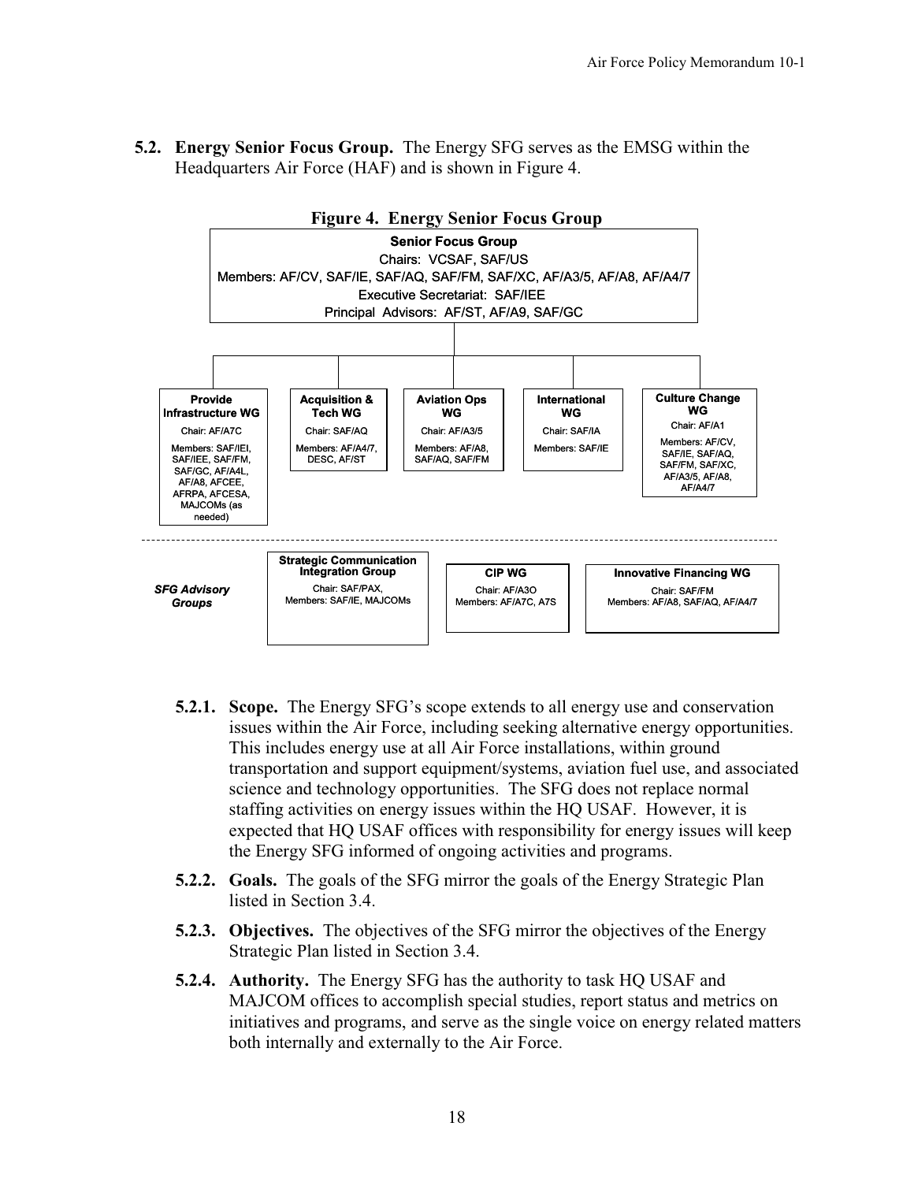**5.2. Energy Senior Focus Group.** The Energy SFG serves as the EMSG within the Headquarters Air Force (HAF) and is shown in Figure 4.

**Figure 4. Energy Senior Focus Group**

**Senior Focus Group**
Chairs: VCSAF, SAF/US
Members: AF/CV, SAF/IE, SAF/AQ, SAF/FM, SAF/XC, AF/A3/5, AF/A8, AF/A4/7
Executive Secretariat: SAF/IEE
Principal Advisors: AF/ST, AF/A9, SAF/GC

**Provide Infrastructure WG**
Chair: AF/A7C
Members: SAF/IEI, SAF/IEE, SAF/FM, SAF/GC, AF/A4L, AF/A8, AFCEE, AFRPA, AFCESA, MAJCOMs (as needed)

**Acquisition & Tech WG**
Chair: SAF/AQ
Members: AF/A4/7, DESC, AF/ST

**Aviation Ops WG**
Chair: AF/A3/5
Members: AF/A8, SAF/AQ, SAF/FM

**International WG**
Chair: SAF/IA
Members: SAF/IE

**Culture Change WG**
Chair: AF/A1
Members: AF/CV, SAF/IE, SAF/AQ, SAF/FM, SAF/XC, AF/A3/5, AF/A8, AF/A4/7

***SFG Advisory Groups***

**Strategic Communication Integration Group**
Chair: SAF/PAX, Members: SAF/IE, MAJCOMs

**CIP WG**
Chair: AF/A3O
Members: AF/A7C, A7S

**Innovative Financing WG**
Chair: SAF/FM
Members: AF/A8, SAF/AQ, AF/A4/7

**5.2.1. Scope.** The Energy SFG's scope extends to all energy use and conservation issues within the Air Force, including seeking alternative energy opportunities. This includes energy use at all Air Force installations, within ground transportation and support equipment/systems, aviation fuel use, and associated science and technology opportunities. The SFG does not replace normal staffing activities on energy issues within the HQ USAF. However, it is expected that HQ USAF offices with responsibility for energy issues will keep the Energy SFG informed of ongoing activities and programs.

**5.2.2. Goals.** The goals of the SFG mirror the goals of the Energy Strategic Plan listed in Section 3.4.

**5.2.3. Objectives.** The objectives of the SFG mirror the objectives of the Energy Strategic Plan listed in Section 3.4.

**5.2.4. Authority.** The Energy SFG has the authority to task HQ USAF and MAJCOM offices to accomplish special studies, report status and metrics on initiatives and programs, and serve as the single voice on energy related matters both internally and externally to the Air Force.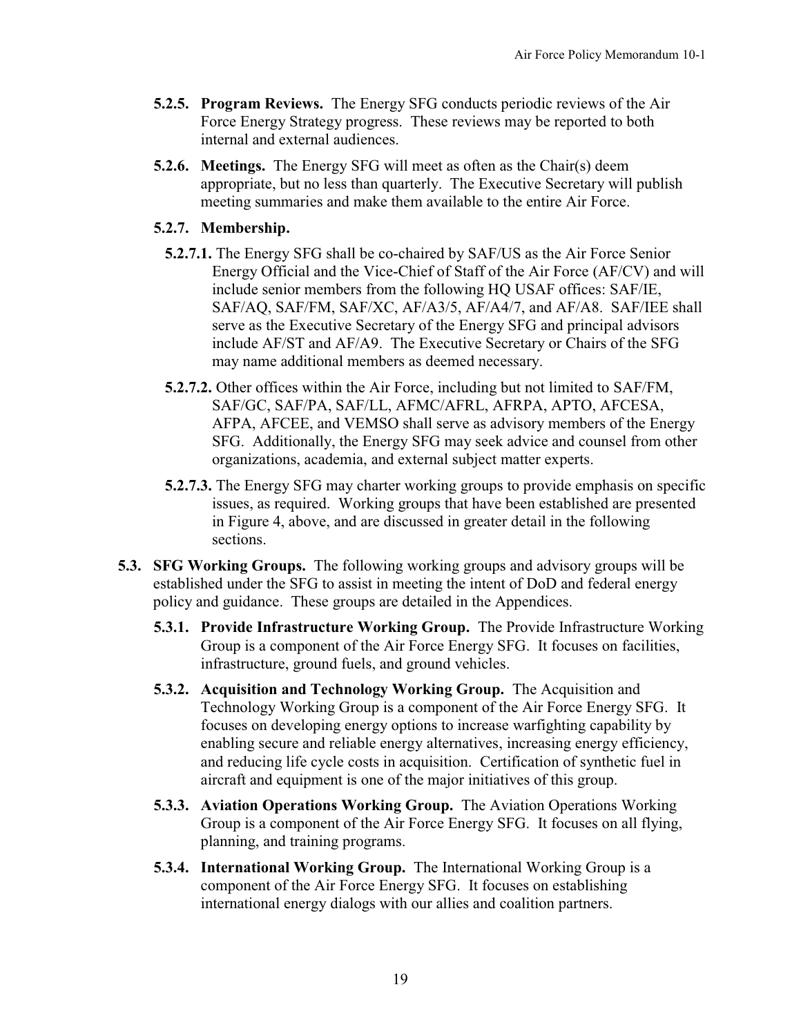**5.2.5. Program Reviews.** The Energy SFG conducts periodic reviews of the Air Force Energy Strategy progress. These reviews may be reported to both internal and external audiences.

**5.2.6. Meetings.** The Energy SFG will meet as often as the Chair(s) deem appropriate, but no less than quarterly. The Executive Secretary will publish meeting summaries and make them available to the entire Air Force.

**5.2.7. Membership.**

**5.2.7.1.** The Energy SFG shall be co-chaired by SAF/US as the Air Force Senior Energy Official and the Vice-Chief of Staff of the Air Force (AF/CV) and will include senior members from the following HQ USAF offices: SAF/IE, SAF/AQ, SAF/FM, SAF/XC, AF/A3/5, AF/A4/7, and AF/A8. SAF/IEE shall serve as the Executive Secretary of the Energy SFG and principal advisors include AF/ST and AF/A9. The Executive Secretary or Chairs of the SFG may name additional members as deemed necessary.

**5.2.7.2.** Other offices within the Air Force, including but not limited to SAF/FM, SAF/GC, SAF/PA, SAF/LL, AFMC/AFRL, AFRPA, APTO, AFCESA, AFPA, AFCEE, and VEMSO shall serve as advisory members of the Energy SFG. Additionally, the Energy SFG may seek advice and counsel from other organizations, academia, and external subject matter experts.

**5.2.7.3.** The Energy SFG may charter working groups to provide emphasis on specific issues, as required. Working groups that have been established are presented in Figure 4, above, and are discussed in greater detail in the following sections.

**5.3. SFG Working Groups.** The following working groups and advisory groups will be established under the SFG to assist in meeting the intent of DoD and federal energy policy and guidance. These groups are detailed in the Appendices.

**5.3.1. Provide Infrastructure Working Group.** The Provide Infrastructure Working Group is a component of the Air Force Energy SFG. It focuses on facilities, infrastructure, ground fuels, and ground vehicles.

**5.3.2. Acquisition and Technology Working Group.** The Acquisition and Technology Working Group is a component of the Air Force Energy SFG. It focuses on developing energy options to increase warfighting capability by enabling secure and reliable energy alternatives, increasing energy efficiency, and reducing life cycle costs in acquisition. Certification of synthetic fuel in aircraft and equipment is one of the major initiatives of this group.

**5.3.3. Aviation Operations Working Group.** The Aviation Operations Working Group is a component of the Air Force Energy SFG. It focuses on all flying, planning, and training programs.

**5.3.4. International Working Group.** The International Working Group is a component of the Air Force Energy SFG. It focuses on establishing international energy dialogs with our allies and coalition partners.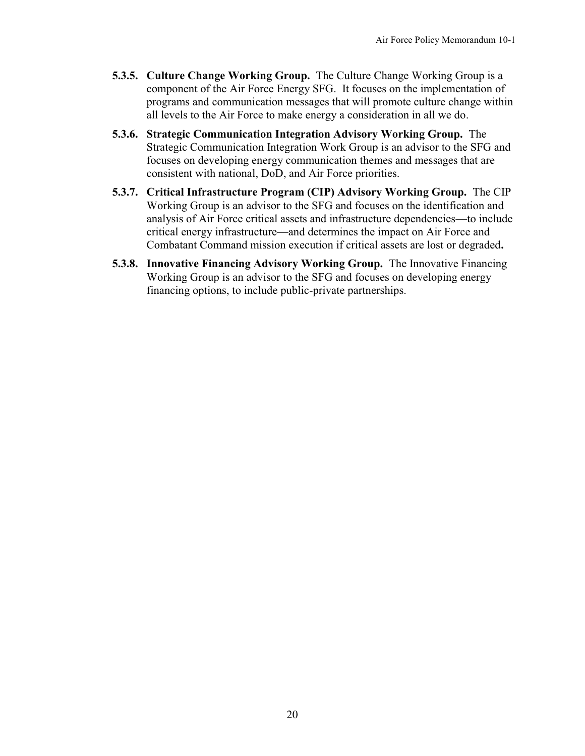**5.3.5. Culture Change Working Group.** The Culture Change Working Group is a component of the Air Force Energy SFG. It focuses on the implementation of programs and communication messages that will promote culture change within all levels to the Air Force to make energy a consideration in all we do.

**5.3.6. Strategic Communication Integration Advisory Working Group.** The Strategic Communication Integration Work Group is an advisor to the SFG and focuses on developing energy communication themes and messages that are consistent with national, DoD, and Air Force priorities.

**5.3.7. Critical Infrastructure Program (CIP) Advisory Working Group.** The CIP Working Group is an advisor to the SFG and focuses on the identification and analysis of Air Force critical assets and infrastructure dependencies—to include critical energy infrastructure—and determines the impact on Air Force and Combatant Command mission execution if critical assets are lost or degraded**.**

**5.3.8. Innovative Financing Advisory Working Group.** The Innovative Financing Working Group is an advisor to the SFG and focuses on developing energy financing options, to include public-private partnerships.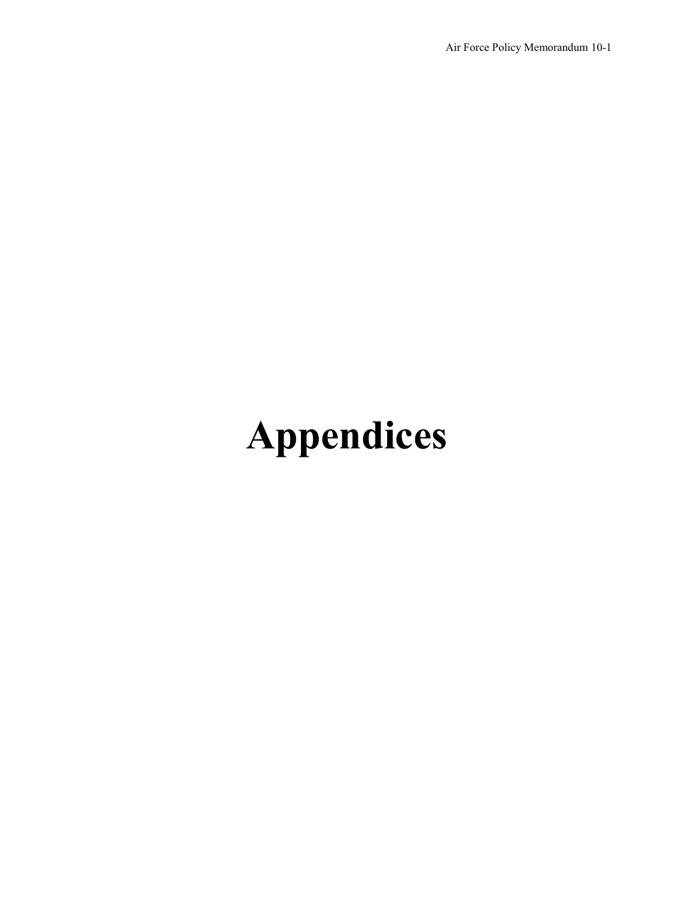# Appendices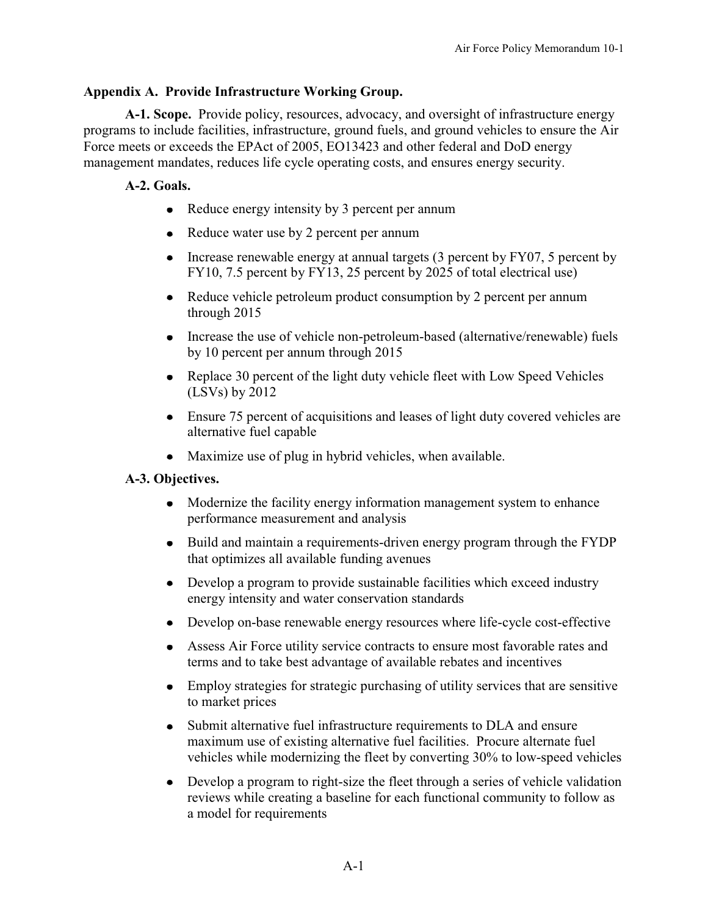## Appendix A. Provide Infrastructure Working Group.

**A-1. Scope.** Provide policy, resources, advocacy, and oversight of infrastructure energy programs to include facilities, infrastructure, ground fuels, and ground vehicles to ensure the Air Force meets or exceeds the EPAct of 2005, EO13423 and other federal and DoD energy management mandates, reduces life cycle operating costs, and ensures energy security.

**A-2. Goals.**

- Reduce energy intensity by 3 percent per annum
- Reduce water use by 2 percent per annum
- Increase renewable energy at annual targets (3 percent by FY07, 5 percent by FY10, 7.5 percent by FY13, 25 percent by 2025 of total electrical use)
- Reduce vehicle petroleum product consumption by 2 percent per annum through 2015
- Increase the use of vehicle non-petroleum-based (alternative/renewable) fuels by 10 percent per annum through 2015
- Replace 30 percent of the light duty vehicle fleet with Low Speed Vehicles (LSVs) by 2012
- Ensure 75 percent of acquisitions and leases of light duty covered vehicles are alternative fuel capable
- Maximize use of plug in hybrid vehicles, when available.

**A-3. Objectives.**

- Modernize the facility energy information management system to enhance performance measurement and analysis
- Build and maintain a requirements-driven energy program through the FYDP that optimizes all available funding avenues
- Develop a program to provide sustainable facilities which exceed industry energy intensity and water conservation standards
- Develop on-base renewable energy resources where life-cycle cost-effective
- Assess Air Force utility service contracts to ensure most favorable rates and terms and to take best advantage of available rebates and incentives
- Employ strategies for strategic purchasing of utility services that are sensitive to market prices
- Submit alternative fuel infrastructure requirements to DLA and ensure maximum use of existing alternative fuel facilities. Procure alternate fuel vehicles while modernizing the fleet by converting 30% to low-speed vehicles
- Develop a program to right-size the fleet through a series of vehicle validation reviews while creating a baseline for each functional community to follow as a model for requirements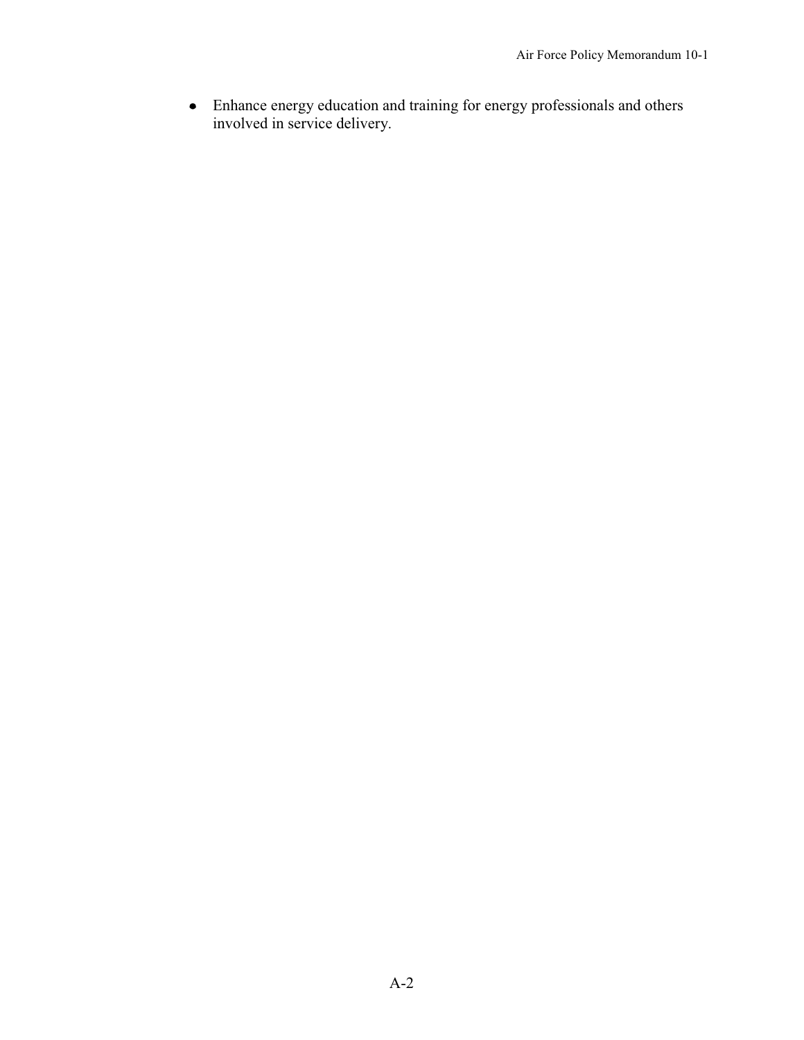- Enhance energy education and training for energy professionals and others involved in service delivery.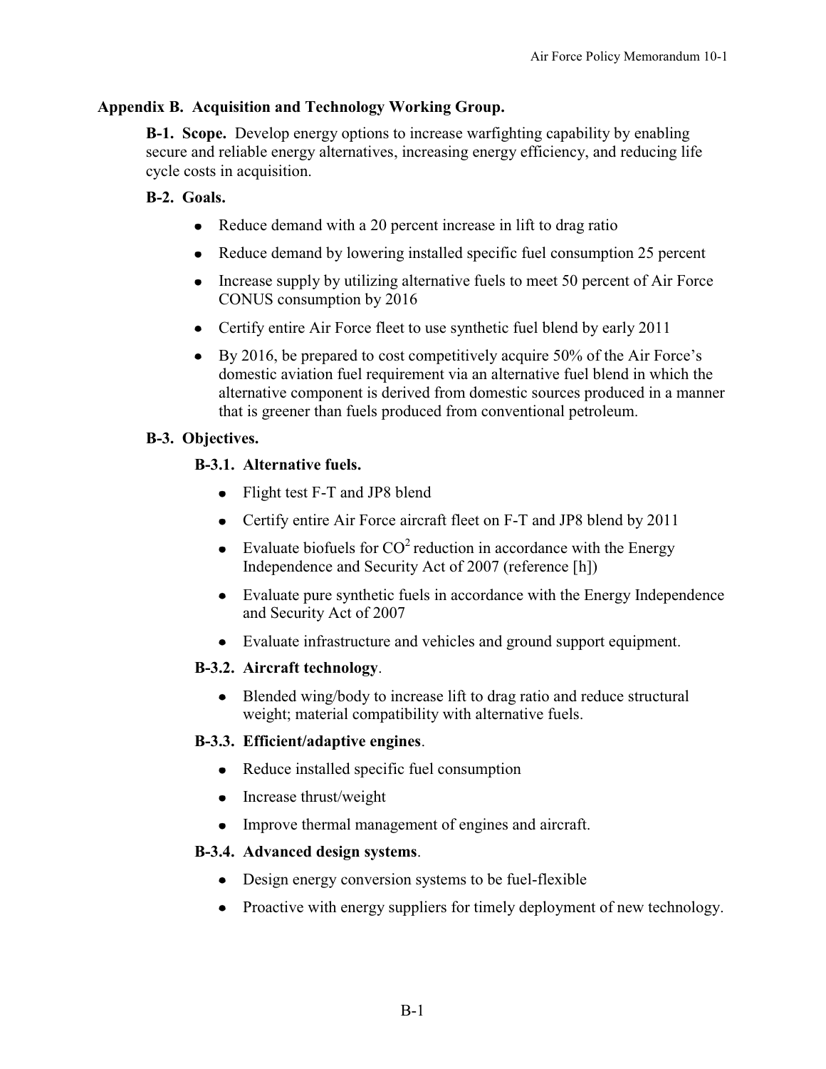## Appendix B. Acquisition and Technology Working Group.

**B-1. Scope.** Develop energy options to increase warfighting capability by enabling secure and reliable energy alternatives, increasing energy efficiency, and reducing life cycle costs in acquisition.

**B-2. Goals.**

- Reduce demand with a 20 percent increase in lift to drag ratio
- Reduce demand by lowering installed specific fuel consumption 25 percent
- Increase supply by utilizing alternative fuels to meet 50 percent of Air Force CONUS consumption by 2016
- Certify entire Air Force fleet to use synthetic fuel blend by early 2011
- By 2016, be prepared to cost competitively acquire 50% of the Air Force's domestic aviation fuel requirement via an alternative fuel blend in which the alternative component is derived from domestic sources produced in a manner that is greener than fuels produced from conventional petroleum.

**B-3. Objectives.**

**B-3.1. Alternative fuels.**

- Flight test F-T and JP8 blend
- Certify entire Air Force aircraft fleet on F-T and JP8 blend by 2011
- Evaluate biofuels for $CO^2$ reduction in accordance with the Energy Independence and Security Act of 2007 (reference [h])
- Evaluate pure synthetic fuels in accordance with the Energy Independence and Security Act of 2007
- Evaluate infrastructure and vehicles and ground support equipment.

**B-3.2. Aircraft technology**.

- Blended wing/body to increase lift to drag ratio and reduce structural weight; material compatibility with alternative fuels.

**B-3.3. Efficient/adaptive engines**.

- Reduce installed specific fuel consumption
- Increase thrust/weight
- Improve thermal management of engines and aircraft.

**B-3.4. Advanced design systems**.

- Design energy conversion systems to be fuel-flexible
- Proactive with energy suppliers for timely deployment of new technology.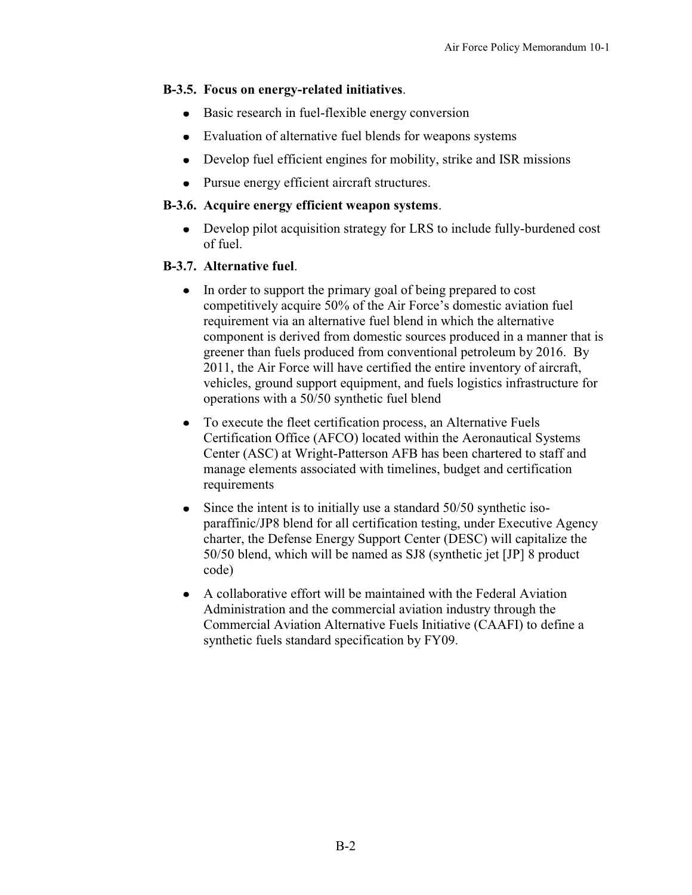**B-3.5. Focus on energy-related initiatives**.

- Basic research in fuel-flexible energy conversion
- Evaluation of alternative fuel blends for weapons systems
- Develop fuel efficient engines for mobility, strike and ISR missions
- Pursue energy efficient aircraft structures.

**B-3.6. Acquire energy efficient weapon systems**.

- Develop pilot acquisition strategy for LRS to include fully-burdened cost of fuel.

**B-3.7. Alternative fuel**.

- In order to support the primary goal of being prepared to cost competitively acquire 50% of the Air Force's domestic aviation fuel requirement via an alternative fuel blend in which the alternative component is derived from domestic sources produced in a manner that is greener than fuels produced from conventional petroleum by 2016. By 2011, the Air Force will have certified the entire inventory of aircraft, vehicles, ground support equipment, and fuels logistics infrastructure for operations with a 50/50 synthetic fuel blend
- To execute the fleet certification process, an Alternative Fuels Certification Office (AFCO) located within the Aeronautical Systems Center (ASC) at Wright-Patterson AFB has been chartered to staff and manage elements associated with timelines, budget and certification requirements
- Since the intent is to initially use a standard 50/50 synthetic iso-paraffinic/JP8 blend for all certification testing, under Executive Agency charter, the Defense Energy Support Center (DESC) will capitalize the 50/50 blend, which will be named as SJ8 (synthetic jet [JP] 8 product code)
- A collaborative effort will be maintained with the Federal Aviation Administration and the commercial aviation industry through the Commercial Aviation Alternative Fuels Initiative (CAAFI) to define a synthetic fuels standard specification by FY09.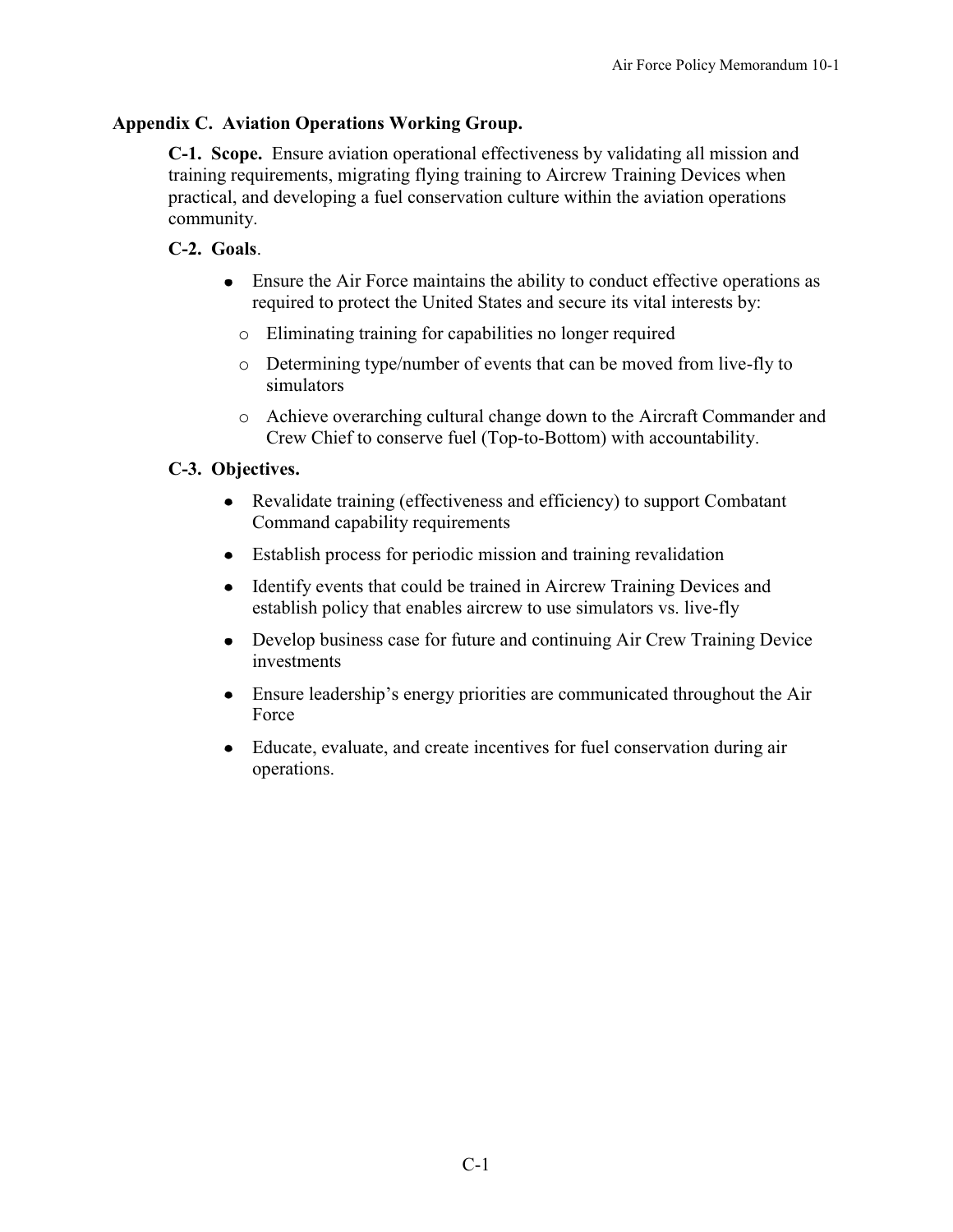## Appendix C. Aviation Operations Working Group.

**C-1. Scope.** Ensure aviation operational effectiveness by validating all mission and training requirements, migrating flying training to Aircrew Training Devices when practical, and developing a fuel conservation culture within the aviation operations community.

**C-2. Goals**.

- Ensure the Air Force maintains the ability to conduct effective operations as required to protect the United States and secure its vital interests by:
  - Eliminating training for capabilities no longer required
  - Determining type/number of events that can be moved from live-fly to simulators
  - Achieve overarching cultural change down to the Aircraft Commander and Crew Chief to conserve fuel (Top-to-Bottom) with accountability.

**C-3. Objectives.**

- Revalidate training (effectiveness and efficiency) to support Combatant Command capability requirements
- Establish process for periodic mission and training revalidation
- Identify events that could be trained in Aircrew Training Devices and establish policy that enables aircrew to use simulators vs. live-fly
- Develop business case for future and continuing Air Crew Training Device investments
- Ensure leadership's energy priorities are communicated throughout the Air Force
- Educate, evaluate, and create incentives for fuel conservation during air operations.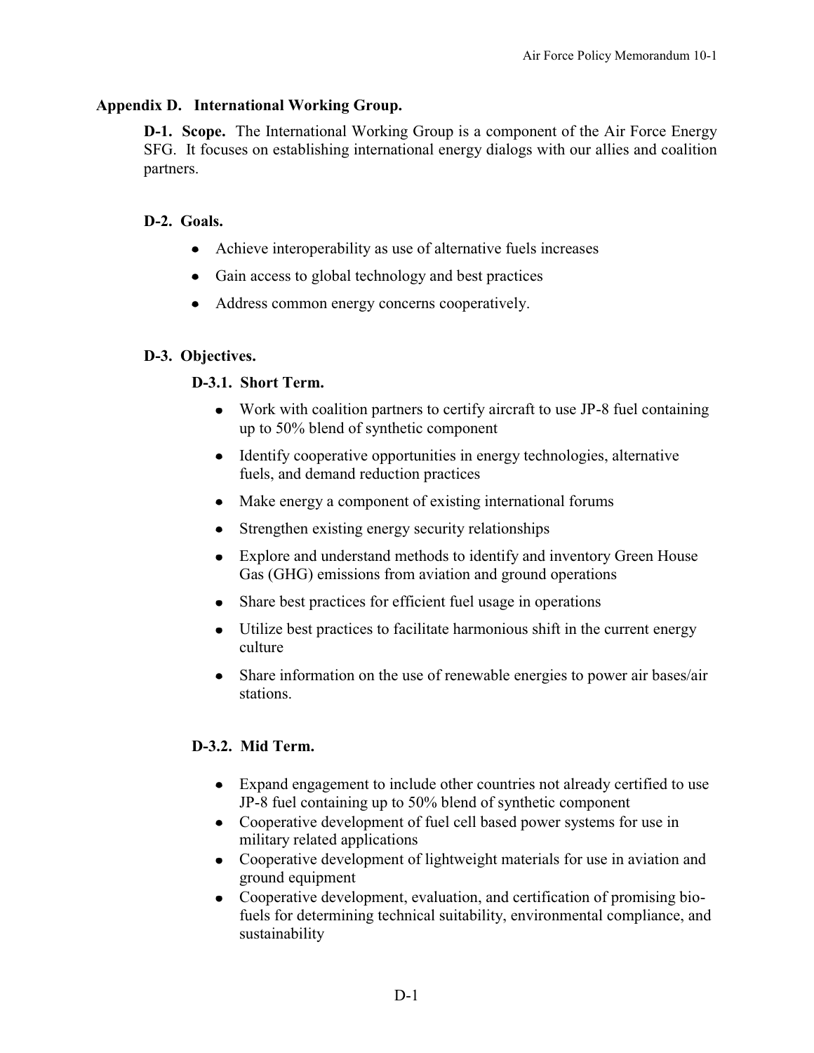## Appendix D. International Working Group.

**D-1. Scope.** The International Working Group is a component of the Air Force Energy SFG. It focuses on establishing international energy dialogs with our allies and coalition partners.

### D-2. Goals.

- Achieve interoperability as use of alternative fuels increases
- Gain access to global technology and best practices
- Address common energy concerns cooperatively.

### D-3. Objectives.

#### D-3.1. Short Term.

- Work with coalition partners to certify aircraft to use JP-8 fuel containing up to 50% blend of synthetic component
- Identify cooperative opportunities in energy technologies, alternative fuels, and demand reduction practices
- Make energy a component of existing international forums
- Strengthen existing energy security relationships
- Explore and understand methods to identify and inventory Green House Gas (GHG) emissions from aviation and ground operations
- Share best practices for efficient fuel usage in operations
- Utilize best practices to facilitate harmonious shift in the current energy culture
- Share information on the use of renewable energies to power air bases/air stations.

#### D-3.2. Mid Term.

- Expand engagement to include other countries not already certified to use JP-8 fuel containing up to 50% blend of synthetic component
- Cooperative development of fuel cell based power systems for use in military related applications
- Cooperative development of lightweight materials for use in aviation and ground equipment
- Cooperative development, evaluation, and certification of promising bio-fuels for determining technical suitability, environmental compliance, and sustainability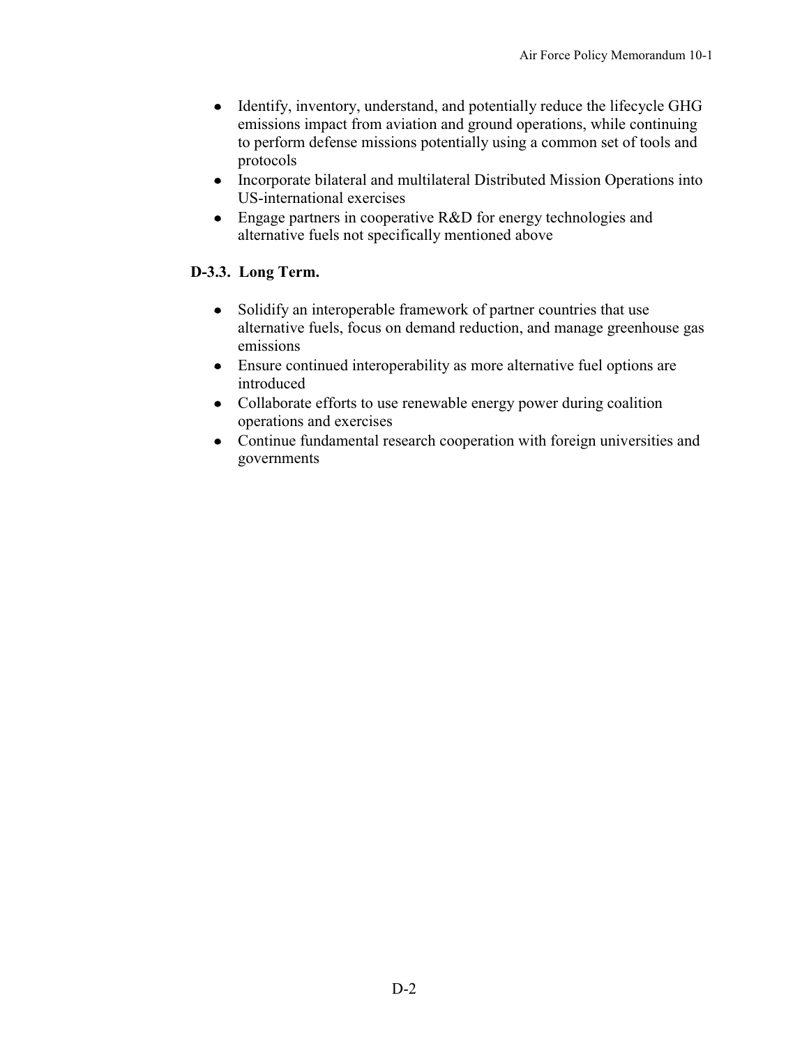- Identify, inventory, understand, and potentially reduce the lifecycle GHG emissions impact from aviation and ground operations, while continuing to perform defense missions potentially using a common set of tools and protocols
- Incorporate bilateral and multilateral Distributed Mission Operations into US-international exercises
- Engage partners in cooperative R&D for energy technologies and alternative fuels not specifically mentioned above

**D-3.3. Long Term.**

- Solidify an interoperable framework of partner countries that use alternative fuels, focus on demand reduction, and manage greenhouse gas emissions
- Ensure continued interoperability as more alternative fuel options are introduced
- Collaborate efforts to use renewable energy power during coalition operations and exercises
- Continue fundamental research cooperation with foreign universities and governments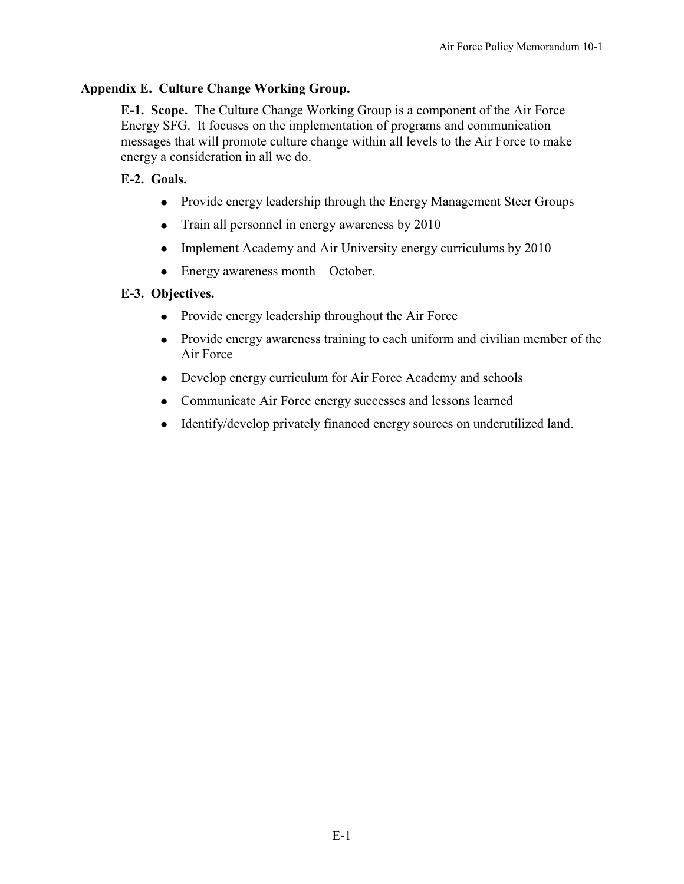## Appendix E. Culture Change Working Group.

**E-1. Scope.** The Culture Change Working Group is a component of the Air Force Energy SFG. It focuses on the implementation of programs and communication messages that will promote culture change within all levels to the Air Force to make energy a consideration in all we do.

**E-2. Goals.**

- Provide energy leadership through the Energy Management Steer Groups
- Train all personnel in energy awareness by 2010
- Implement Academy and Air University energy curriculums by 2010
- Energy awareness month – October.

**E-3. Objectives.**

- Provide energy leadership throughout the Air Force
- Provide energy awareness training to each uniform and civilian member of the Air Force
- Develop energy curriculum for Air Force Academy and schools
- Communicate Air Force energy successes and lessons learned
- Identify/develop privately financed energy sources on underutilized land.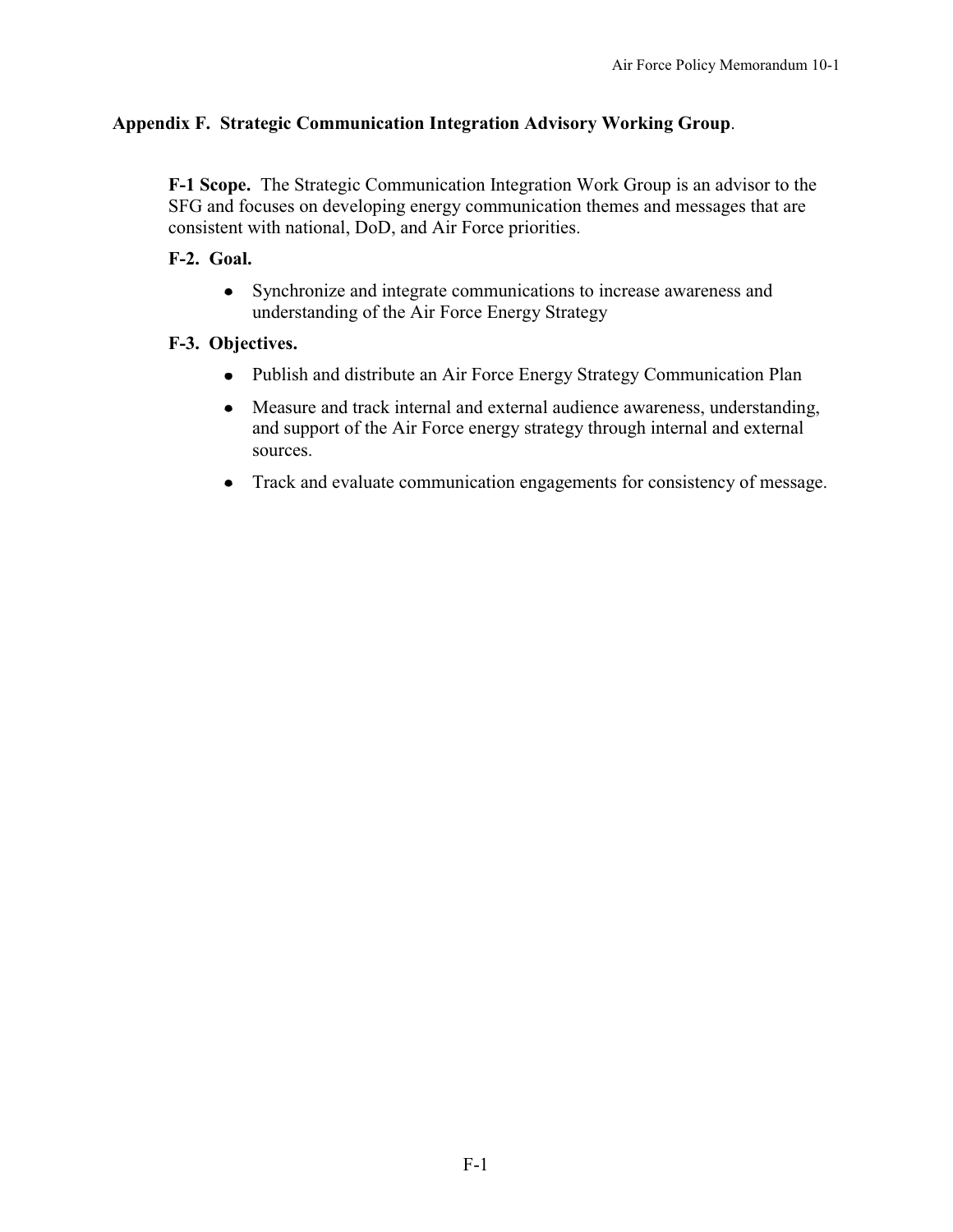## Appendix F. Strategic Communication Integration Advisory Working Group.

**F-1 Scope.** The Strategic Communication Integration Work Group is an advisor to the SFG and focuses on developing energy communication themes and messages that are consistent with national, DoD, and Air Force priorities.

**F-2. Goal.**

- Synchronize and integrate communications to increase awareness and understanding of the Air Force Energy Strategy

**F-3. Objectives.**

- Publish and distribute an Air Force Energy Strategy Communication Plan
- Measure and track internal and external audience awareness, understanding, and support of the Air Force energy strategy through internal and external sources.
- Track and evaluate communication engagements for consistency of message.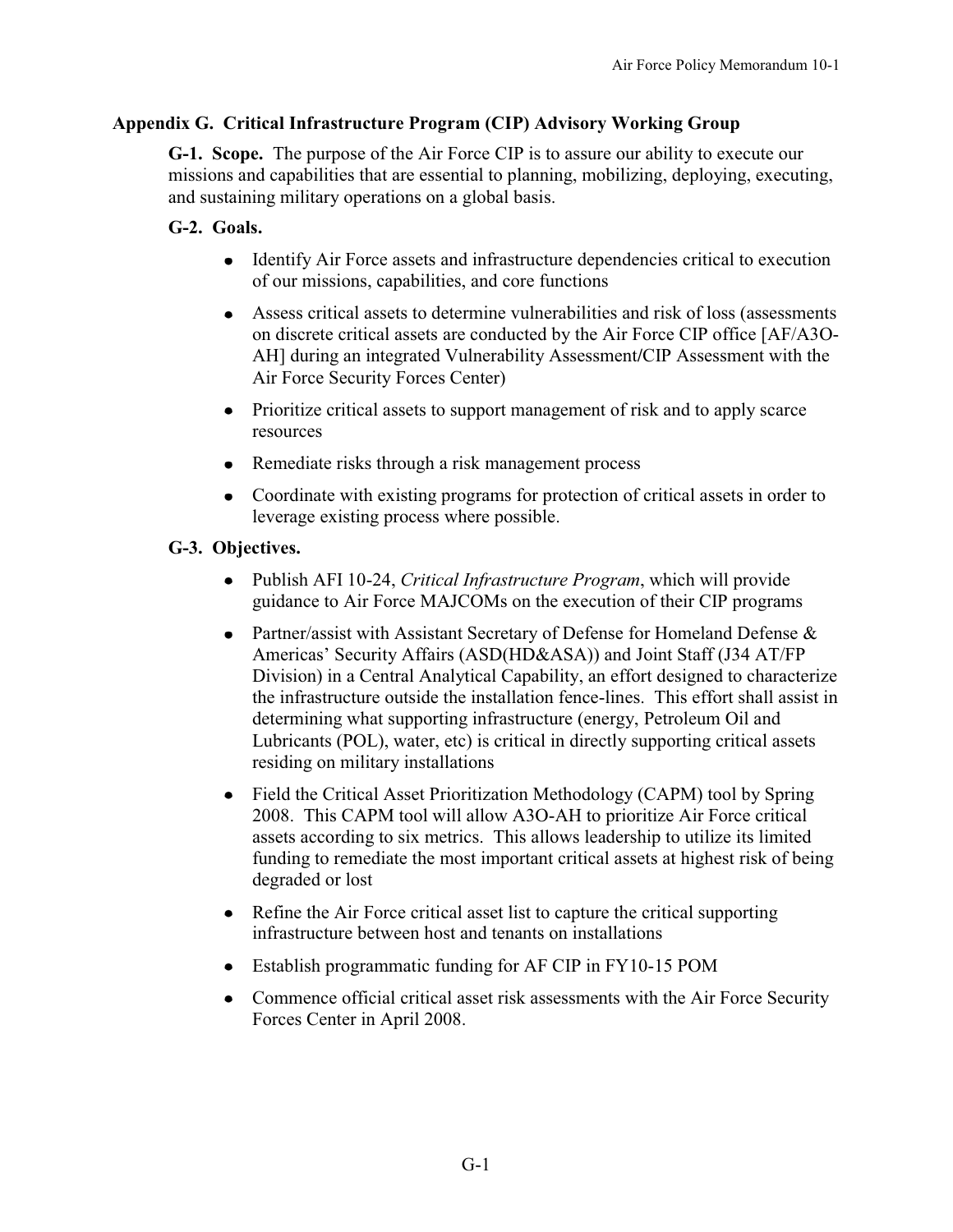## Appendix G. Critical Infrastructure Program (CIP) Advisory Working Group

**G-1. Scope.** The purpose of the Air Force CIP is to assure our ability to execute our missions and capabilities that are essential to planning, mobilizing, deploying, executing, and sustaining military operations on a global basis.

**G-2. Goals.**

- Identify Air Force assets and infrastructure dependencies critical to execution of our missions, capabilities, and core functions
- Assess critical assets to determine vulnerabilities and risk of loss (assessments on discrete critical assets are conducted by the Air Force CIP office [AF/A3O-AH] during an integrated Vulnerability Assessment/CIP Assessment with the Air Force Security Forces Center)
- Prioritize critical assets to support management of risk and to apply scarce resources
- Remediate risks through a risk management process
- Coordinate with existing programs for protection of critical assets in order to leverage existing process where possible.

**G-3. Objectives.**

- Publish AFI 10-24, *Critical Infrastructure Program*, which will provide guidance to Air Force MAJCOMs on the execution of their CIP programs
- Partner/assist with Assistant Secretary of Defense for Homeland Defense & Americas' Security Affairs (ASD(HD&ASA)) and Joint Staff (J34 AT/FP Division) in a Central Analytical Capability, an effort designed to characterize the infrastructure outside the installation fence-lines. This effort shall assist in determining what supporting infrastructure (energy, Petroleum Oil and Lubricants (POL), water, etc) is critical in directly supporting critical assets residing on military installations
- Field the Critical Asset Prioritization Methodology (CAPM) tool by Spring 2008. This CAPM tool will allow A3O-AH to prioritize Air Force critical assets according to six metrics. This allows leadership to utilize its limited funding to remediate the most important critical assets at highest risk of being degraded or lost
- Refine the Air Force critical asset list to capture the critical supporting infrastructure between host and tenants on installations
- Establish programmatic funding for AF CIP in FY10-15 POM
- Commence official critical asset risk assessments with the Air Force Security Forces Center in April 2008.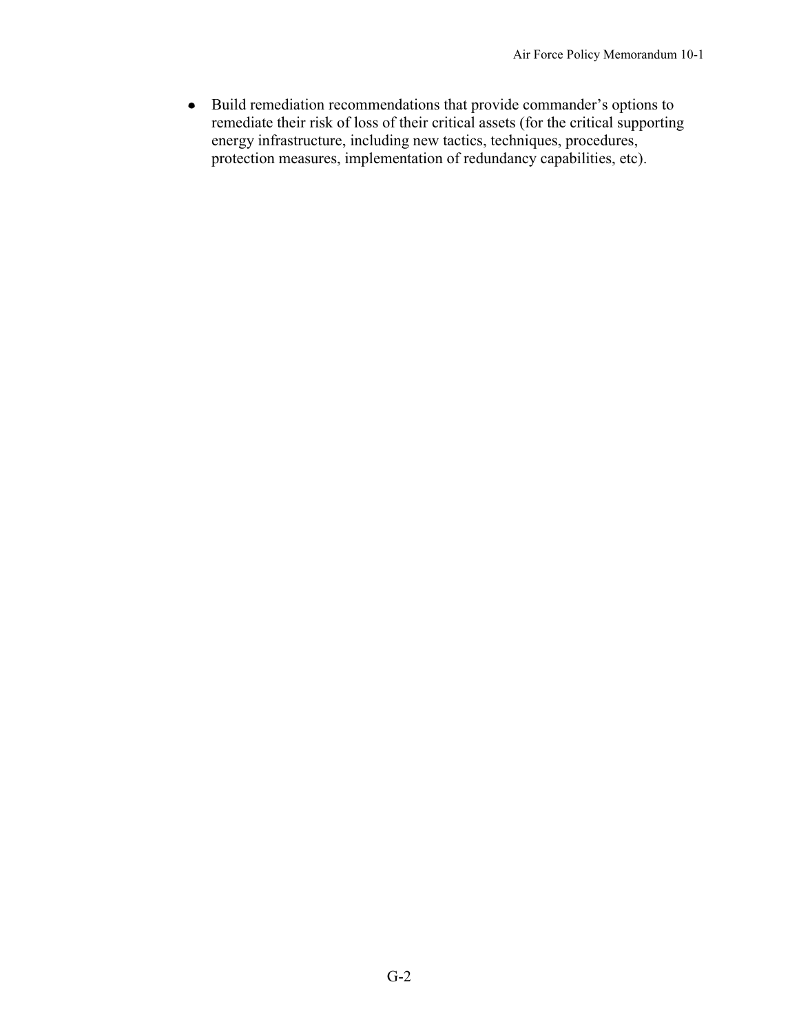- Build remediation recommendations that provide commander's options to remediate their risk of loss of their critical assets (for the critical supporting energy infrastructure, including new tactics, techniques, procedures, protection measures, implementation of redundancy capabilities, etc).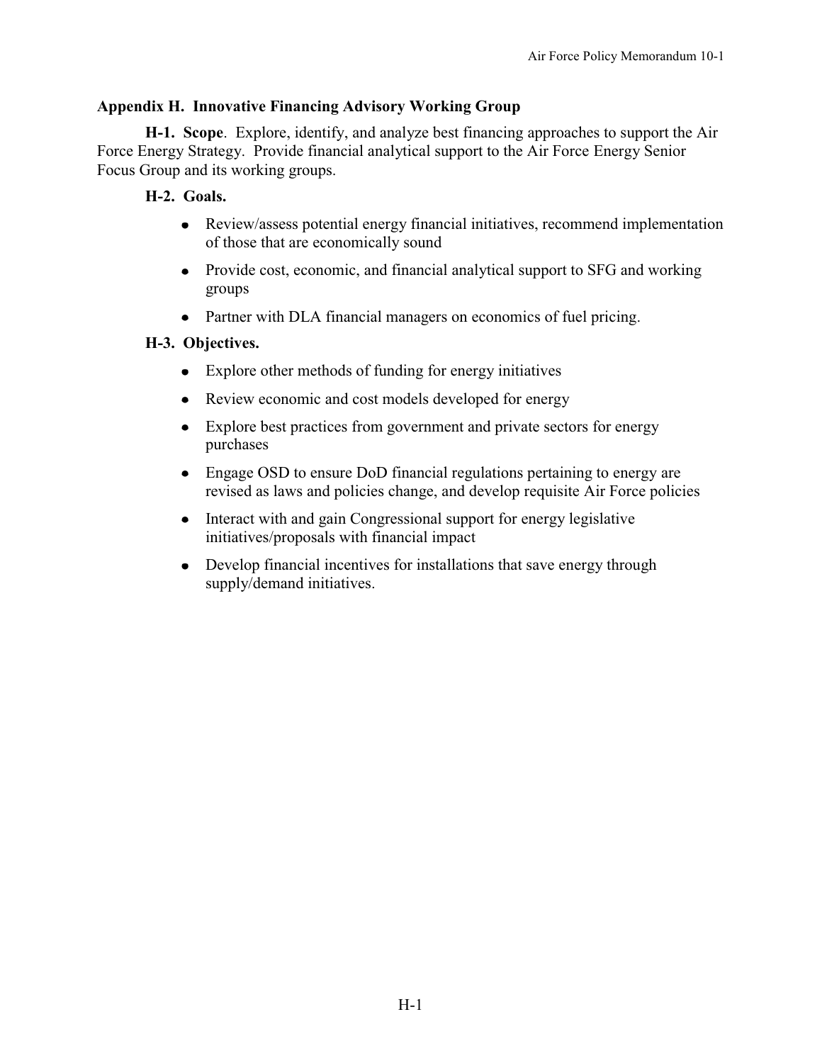## Appendix H. Innovative Financing Advisory Working Group

**H-1. Scope**. Explore, identify, and analyze best financing approaches to support the Air Force Energy Strategy. Provide financial analytical support to the Air Force Energy Senior Focus Group and its working groups.

**H-2. Goals.**

- Review/assess potential energy financial initiatives, recommend implementation of those that are economically sound
- Provide cost, economic, and financial analytical support to SFG and working groups
- Partner with DLA financial managers on economics of fuel pricing.

**H-3. Objectives.**

- Explore other methods of funding for energy initiatives
- Review economic and cost models developed for energy
- Explore best practices from government and private sectors for energy purchases
- Engage OSD to ensure DoD financial regulations pertaining to energy are revised as laws and policies change, and develop requisite Air Force policies
- Interact with and gain Congressional support for energy legislative initiatives/proposals with financial impact
- Develop financial incentives for installations that save energy through supply/demand initiatives.